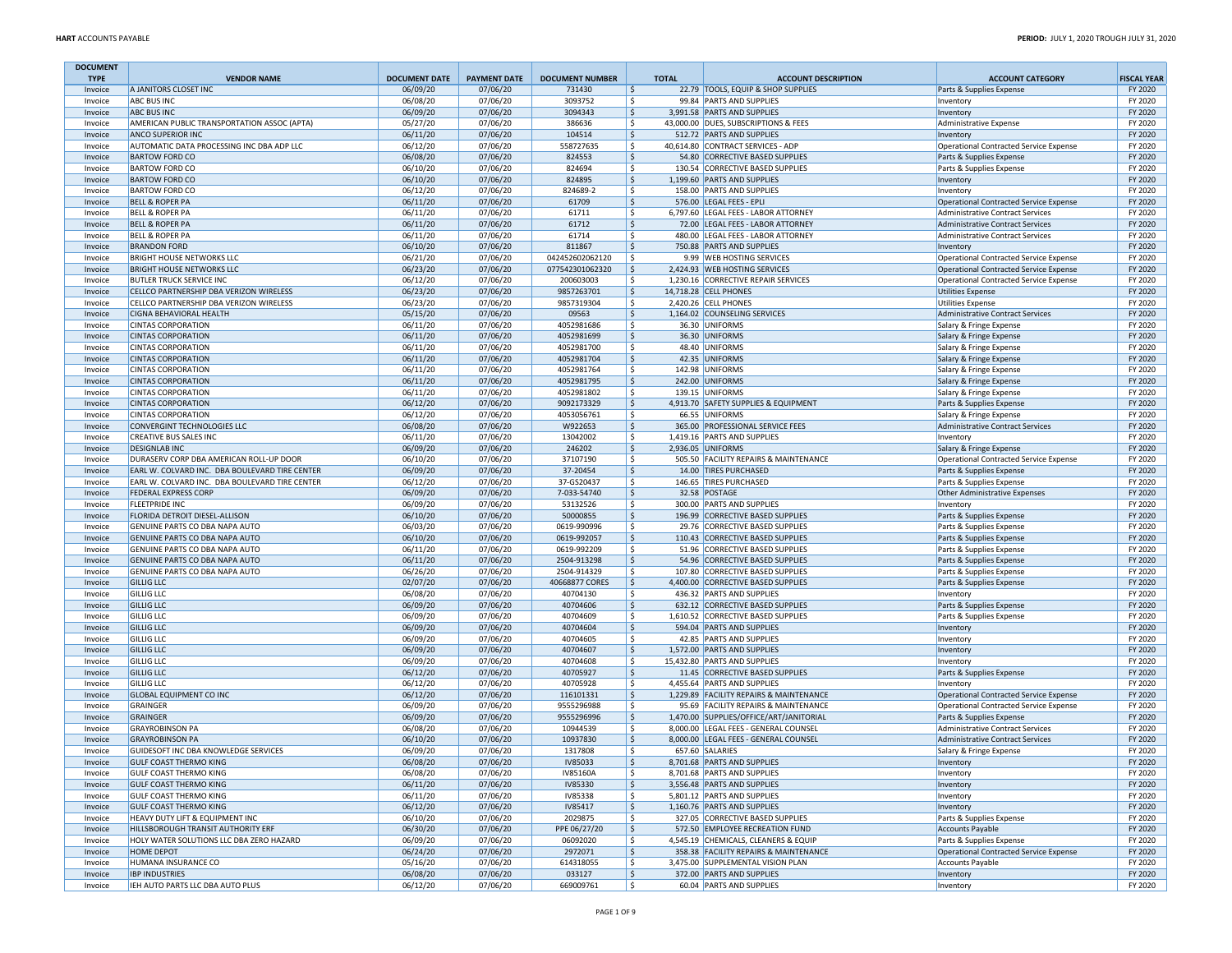**HART** ACCOUNTS PAYABLE

**PERIOD:** JULY 1, 2020 TROUGH JULY 31, 2020

| DOCUMENT TYPE | VENDOR NAME | DOCUMENT DATE | PAYMENT DATE | DOCUMENT NUMBER | TOTAL | ACCOUNT DESCRIPTION | ACCOUNT CATEGORY | FISCAL YEAR |
|---|---|---|---|---|---|---|---|---|
| Invoice | A JANITORS CLOSET INC | 06/09/20 | 07/06/20 | 731430 | $ 22.79 | TOOLS, EQUIP & SHOP SUPPLIES | Parts & Supplies Expense | FY 2020 |
| Invoice | ABC BUS INC | 06/08/20 | 07/06/20 | 3093752 | $ 99.84 | PARTS AND SUPPLIES | Inventory | FY 2020 |
| Invoice | ABC BUS INC | 06/09/20 | 07/06/20 | 3094343 | $ 3,991.58 | PARTS AND SUPPLIES | Inventory | FY 2020 |
| Invoice | AMERICAN PUBLIC TRANSPORTATION ASSOC (APTA) | 05/27/20 | 07/06/20 | 386636 | $ 43,000.00 | DUES, SUBSCRIPTIONS & FEES | Administrative Expense | FY 2020 |
| Invoice | ANCO SUPERIOR INC | 06/11/20 | 07/06/20 | 104514 | $ 512.72 | PARTS AND SUPPLIES | Inventory | FY 2020 |
| Invoice | AUTOMATIC DATA PROCESSING INC DBA ADP LLC | 06/12/20 | 07/06/20 | 558727635 | $ 40,614.80 | CONTRACT SERVICES - ADP | Operational Contracted Service Expense | FY 2020 |
| Invoice | BARTOW FORD CO | 06/08/20 | 07/06/20 | 824553 | $ 54.80 | CORRECTIVE BASED SUPPLIES | Parts & Supplies Expense | FY 2020 |
| Invoice | BARTOW FORD CO | 06/10/20 | 07/06/20 | 824694 | $ 130.54 | CORRECTIVE BASED SUPPLIES | Parts & Supplies Expense | FY 2020 |
| Invoice | BARTOW FORD CO | 06/10/20 | 07/06/20 | 824895 | $ 1,199.60 | PARTS AND SUPPLIES | Inventory | FY 2020 |
| Invoice | BARTOW FORD CO | 06/12/20 | 07/06/20 | 824689-2 | $ 158.00 | PARTS AND SUPPLIES | Inventory | FY 2020 |
| Invoice | BELL & ROPER PA | 06/11/20 | 07/06/20 | 61709 | $ 576.00 | LEGAL FEES - EPLI | Operational Contracted Service Expense | FY 2020 |
| Invoice | BELL & ROPER PA | 06/11/20 | 07/06/20 | 61711 | $ 6,797.60 | LEGAL FEES - LABOR ATTORNEY | Administrative Contract Services | FY 2020 |
| Invoice | BELL & ROPER PA | 06/11/20 | 07/06/20 | 61712 | $ 72.00 | LEGAL FEES - LABOR ATTORNEY | Administrative Contract Services | FY 2020 |
| Invoice | BELL & ROPER PA | 06/11/20 | 07/06/20 | 61714 | $ 480.00 | LEGAL FEES - LABOR ATTORNEY | Administrative Contract Services | FY 2020 |
| Invoice | BRANDON FORD | 06/10/20 | 07/06/20 | 811867 | $ 750.88 | PARTS AND SUPPLIES | Inventory | FY 2020 |
| Invoice | BRIGHT HOUSE NETWORKS LLC | 06/21/20 | 07/06/20 | 042452602062120 | $ 9.99 | WEB HOSTING SERVICES | Operational Contracted Service Expense | FY 2020 |
| Invoice | BRIGHT HOUSE NETWORKS LLC | 06/23/20 | 07/06/20 | 077542301062320 | $ 2,424.93 | WEB HOSTING SERVICES | Operational Contracted Service Expense | FY 2020 |
| Invoice | BUTLER TRUCK SERVICE INC | 06/12/20 | 07/06/20 | 200603003 | $ 1,230.16 | CORRECTIVE REPAIR SERVICES | Operational Contracted Service Expense | FY 2020 |
| Invoice | CELLCO PARTNERSHIP DBA VERIZON WIRELESS | 06/23/20 | 07/06/20 | 9857263701 | $ 14,718.28 | CELL PHONES | Utilities Expense | FY 2020 |
| Invoice | CELLCO PARTNERSHIP DBA VERIZON WIRELESS | 06/23/20 | 07/06/20 | 9857319304 | $ 2,420.26 | CELL PHONES | Utilities Expense | FY 2020 |
| Invoice | CIGNA BEHAVIORAL HEALTH | 05/15/20 | 07/06/20 | 09563 | $ 1,164.02 | COUNSELING SERVICES | Administrative Contract Services | FY 2020 |
| Invoice | CINTAS CORPORATION | 06/11/20 | 07/06/20 | 4052981686 | $ 36.30 | UNIFORMS | Salary & Fringe Expense | FY 2020 |
| Invoice | CINTAS CORPORATION | 06/11/20 | 07/06/20 | 4052981699 | $ 36.30 | UNIFORMS | Salary & Fringe Expense | FY 2020 |
| Invoice | CINTAS CORPORATION | 06/11/20 | 07/06/20 | 4052981700 | $ 48.40 | UNIFORMS | Salary & Fringe Expense | FY 2020 |
| Invoice | CINTAS CORPORATION | 06/11/20 | 07/06/20 | 4052981704 | $ 42.35 | UNIFORMS | Salary & Fringe Expense | FY 2020 |
| Invoice | CINTAS CORPORATION | 06/11/20 | 07/06/20 | 4052981764 | $ 142.98 | UNIFORMS | Salary & Fringe Expense | FY 2020 |
| Invoice | CINTAS CORPORATION | 06/11/20 | 07/06/20 | 4052981795 | $ 242.00 | UNIFORMS | Salary & Fringe Expense | FY 2020 |
| Invoice | CINTAS CORPORATION | 06/11/20 | 07/06/20 | 4052981802 | $ 139.15 | UNIFORMS | Salary & Fringe Expense | FY 2020 |
| Invoice | CINTAS CORPORATION | 06/12/20 | 07/06/20 | 9092173329 | $ 4,913.70 | SAFETY SUPPLIES & EQUIPMENT | Parts & Supplies Expense | FY 2020 |
| Invoice | CINTAS CORPORATION | 06/12/20 | 07/06/20 | 4053056761 | $ 66.55 | UNIFORMS | Salary & Fringe Expense | FY 2020 |
| Invoice | CONVERGINT TECHNOLOGIES LLC | 06/08/20 | 07/06/20 | W922653 | $ 365.00 | PROFESSIONAL SERVICE FEES | Administrative Contract Services | FY 2020 |
| Invoice | CREATIVE BUS SALES INC | 06/11/20 | 07/06/20 | 13042002 | $ 1,419.16 | PARTS AND SUPPLIES | Inventory | FY 2020 |
| Invoice | DESIGNLAB INC | 06/09/20 | 07/06/20 | 246202 | $ 2,936.05 | UNIFORMS | Salary & Fringe Expense | FY 2020 |
| Invoice | DURASERV CORP DBA AMERICAN ROLL-UP DOOR | 06/10/20 | 07/06/20 | 37107190 | $ 505.50 | FACILITY REPAIRS & MAINTENANCE | Operational Contracted Service Expense | FY 2020 |
| Invoice | EARL W. COLVARD INC. DBA BOULEVARD TIRE CENTER | 06/09/20 | 07/06/20 | 37-20454 | $ 14.00 | TIRES PURCHASED | Parts & Supplies Expense | FY 2020 |
| Invoice | EARL W. COLVARD INC. DBA BOULEVARD TIRE CENTER | 06/12/20 | 07/06/20 | 37-GS20437 | $ 146.65 | TIRES PURCHASED | Parts & Supplies Expense | FY 2020 |
| Invoice | FEDERAL EXPRESS CORP | 06/09/20 | 07/06/20 | 7-033-54740 | $ 32.58 | POSTAGE | Other Administrative Expenses | FY 2020 |
| Invoice | FLEETPRIDE INC | 06/09/20 | 07/06/20 | 53132526 | $ 300.00 | PARTS AND SUPPLIES | Inventory | FY 2020 |
| Invoice | FLORIDA DETROIT DIESEL-ALLISON | 06/10/20 | 07/06/20 | 50000855 | $ 196.99 | CORRECTIVE BASED SUPPLIES | Parts & Supplies Expense | FY 2020 |
| Invoice | GENUINE PARTS CO DBA NAPA AUTO | 06/03/20 | 07/06/20 | 0619-990996 | $ 29.76 | CORRECTIVE BASED SUPPLIES | Parts & Supplies Expense | FY 2020 |
| Invoice | GENUINE PARTS CO DBA NAPA AUTO | 06/10/20 | 07/06/20 | 0619-992057 | $ 110.43 | CORRECTIVE BASED SUPPLIES | Parts & Supplies Expense | FY 2020 |
| Invoice | GENUINE PARTS CO DBA NAPA AUTO | 06/11/20 | 07/06/20 | 0619-992209 | $ 51.96 | CORRECTIVE BASED SUPPLIES | Parts & Supplies Expense | FY 2020 |
| Invoice | GENUINE PARTS CO DBA NAPA AUTO | 06/11/20 | 07/06/20 | 2504-913298 | $ 54.96 | CORRECTIVE BASED SUPPLIES | Parts & Supplies Expense | FY 2020 |
| Invoice | GENUINE PARTS CO DBA NAPA AUTO | 06/26/20 | 07/06/20 | 2504-914329 | $ 107.80 | CORRECTIVE BASED SUPPLIES | Parts & Supplies Expense | FY 2020 |
| Invoice | GILLIG LLC | 02/07/20 | 07/06/20 | 40668877 CORES | $ 4,400.00 | CORRECTIVE BASED SUPPLIES | Parts & Supplies Expense | FY 2020 |
| Invoice | GILLIG LLC | 06/08/20 | 07/06/20 | 40704130 | $ 436.32 | PARTS AND SUPPLIES | Inventory | FY 2020 |
| Invoice | GILLIG LLC | 06/09/20 | 07/06/20 | 40704606 | $ 632.12 | CORRECTIVE BASED SUPPLIES | Parts & Supplies Expense | FY 2020 |
| Invoice | GILLIG LLC | 06/09/20 | 07/06/20 | 40704609 | $ 1,610.52 | CORRECTIVE BASED SUPPLIES | Parts & Supplies Expense | FY 2020 |
| Invoice | GILLIG LLC | 06/09/20 | 07/06/20 | 40704604 | $ 594.04 | PARTS AND SUPPLIES | Inventory | FY 2020 |
| Invoice | GILLIG LLC | 06/09/20 | 07/06/20 | 40704605 | $ 42.85 | PARTS AND SUPPLIES | Inventory | FY 2020 |
| Invoice | GILLIG LLC | 06/09/20 | 07/06/20 | 40704607 | $ 1,572.00 | PARTS AND SUPPLIES | Inventory | FY 2020 |
| Invoice | GILLIG LLC | 06/09/20 | 07/06/20 | 40704608 | $ 15,432.80 | PARTS AND SUPPLIES | Inventory | FY 2020 |
| Invoice | GILLIG LLC | 06/12/20 | 07/06/20 | 40705927 | $ 11.45 | CORRECTIVE BASED SUPPLIES | Parts & Supplies Expense | FY 2020 |
| Invoice | GILLIG LLC | 06/12/20 | 07/06/20 | 40705928 | $ 4,455.64 | PARTS AND SUPPLIES | Inventory | FY 2020 |
| Invoice | GLOBAL EQUIPMENT CO INC | 06/12/20 | 07/06/20 | 116101331 | $ 1,229.89 | FACILITY REPAIRS & MAINTENANCE | Operational Contracted Service Expense | FY 2020 |
| Invoice | GRAINGER | 06/09/20 | 07/06/20 | 9555296988 | $ 95.69 | FACILITY REPAIRS & MAINTENANCE | Operational Contracted Service Expense | FY 2020 |
| Invoice | GRAINGER | 06/09/20 | 07/06/20 | 9555296996 | $ 1,470.00 | SUPPLIES/OFFICE/ART/JANITORIAL | Parts & Supplies Expense | FY 2020 |
| Invoice | GRAYROBINSON PA | 06/08/20 | 07/06/20 | 10944539 | $ 8,000.00 | LEGAL FEES - GENERAL COUNSEL | Administrative Contract Services | FY 2020 |
| Invoice | GRAYROBINSON PA | 06/10/20 | 07/06/20 | 10937830 | $ 8,000.00 | LEGAL FEES - GENERAL COUNSEL | Administrative Contract Services | FY 2020 |
| Invoice | GUIDESOFT INC DBA KNOWLEDGE SERVICES | 06/09/20 | 07/06/20 | 1317808 | $ 657.60 | SALARIES | Salary & Fringe Expense | FY 2020 |
| Invoice | GULF COAST THERMO KING | 06/08/20 | 07/06/20 | IV85033 | $ 8,701.68 | PARTS AND SUPPLIES | Inventory | FY 2020 |
| Invoice | GULF COAST THERMO KING | 06/08/20 | 07/06/20 | IV85160A | $ 8,701.68 | PARTS AND SUPPLIES | Inventory | FY 2020 |
| Invoice | GULF COAST THERMO KING | 06/11/20 | 07/06/20 | IV85330 | $ 3,556.48 | PARTS AND SUPPLIES | Inventory | FY 2020 |
| Invoice | GULF COAST THERMO KING | 06/11/20 | 07/06/20 | IV85338 | $ 5,801.12 | PARTS AND SUPPLIES | Inventory | FY 2020 |
| Invoice | GULF COAST THERMO KING | 06/12/20 | 07/06/20 | IV85417 | $ 1,160.76 | PARTS AND SUPPLIES | Inventory | FY 2020 |
| Invoice | HEAVY DUTY LIFT & EQUIPMENT INC | 06/10/20 | 07/06/20 | 2029875 | $ 327.05 | CORRECTIVE BASED SUPPLIES | Parts & Supplies Expense | FY 2020 |
| Invoice | HILLSBOROUGH TRANSIT AUTHORITY ERF | 06/30/20 | 07/06/20 | PPE 06/27/20 | $ 572.50 | EMPLOYEE RECREATION FUND | Accounts Payable | FY 2020 |
| Invoice | HOLY WATER SOLUTIONS LLC DBA ZERO HAZARD | 06/09/20 | 07/06/20 | 06092020 | $ 4,545.19 | CHEMICALS, CLEANERS & EQUIP | Parts & Supplies Expense | FY 2020 |
| Invoice | HOME DEPOT | 06/24/20 | 07/06/20 | 2972071 | $ 358.38 | FACILITY REPAIRS & MAINTENANCE | Operational Contracted Service Expense | FY 2020 |
| Invoice | HUMANA INSURANCE CO | 05/16/20 | 07/06/20 | 614318055 | $ 3,475.00 | SUPPLEMENTAL VISION PLAN | Accounts Payable | FY 2020 |
| Invoice | IBP INDUSTRIES | 06/08/20 | 07/06/20 | 033127 | $ 372.00 | PARTS AND SUPPLIES | Inventory | FY 2020 |
| Invoice | IEH AUTO PARTS LLC DBA AUTO PLUS | 06/12/20 | 07/06/20 | 669009761 | $ 60.04 | PARTS AND SUPPLIES | Inventory | FY 2020 |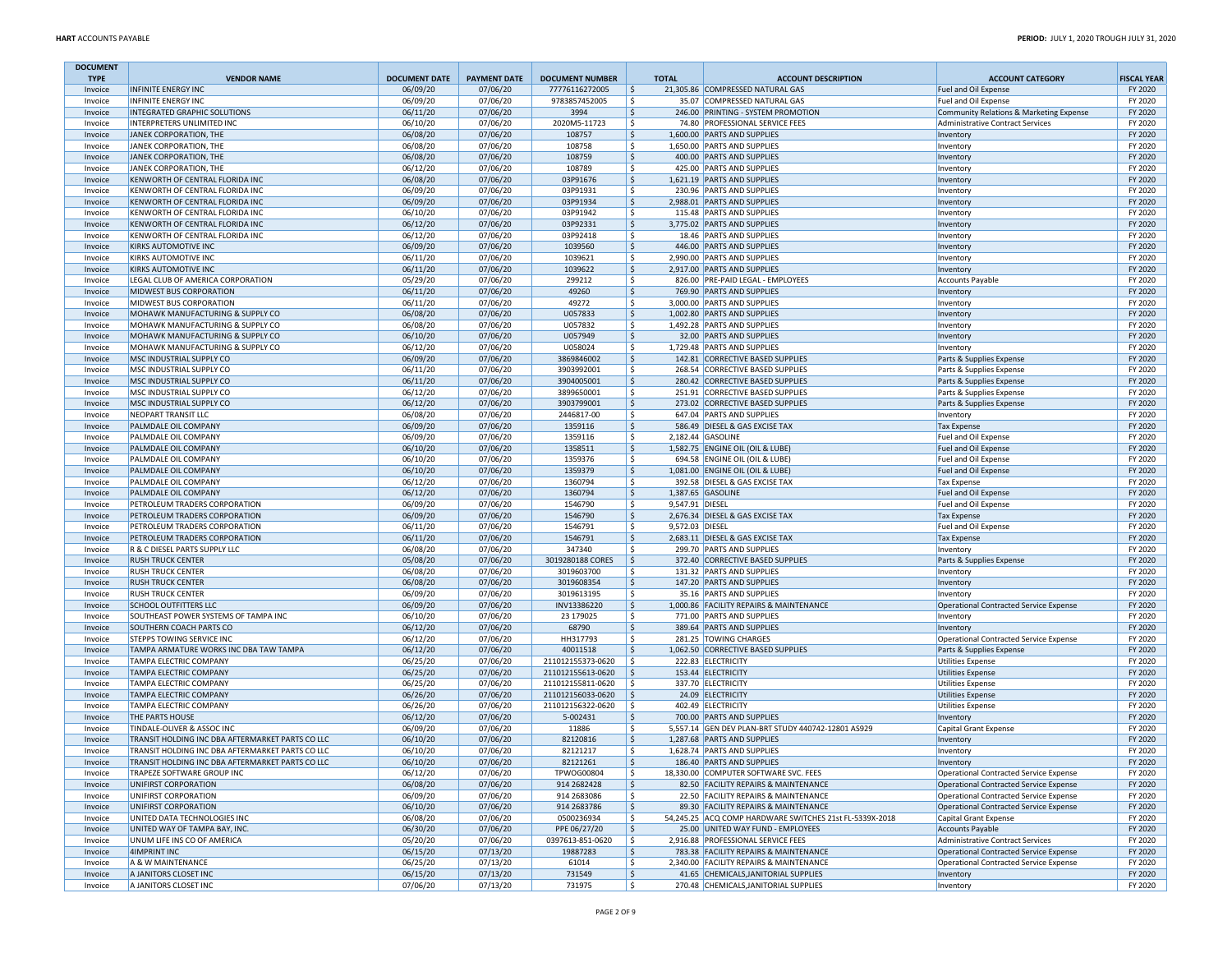| DOCUMENT TYPE | VENDOR NAME | DOCUMENT DATE | PAYMENT DATE | DOCUMENT NUMBER | TOTAL | ACCOUNT DESCRIPTION | ACCOUNT CATEGORY | FISCAL YEAR |
|---|---|---|---|---|---|---|---|---|
| Invoice | INFINITE ENERGY INC | 06/09/20 | 07/06/20 | 77776116272005 | $ 21,305.86 | COMPRESSED NATURAL GAS | Fuel and Oil Expense | FY 2020 |
| Invoice | INFINITE ENERGY INC | 06/09/20 | 07/06/20 | 9783857452005 | $ 35.07 | COMPRESSED NATURAL GAS | Fuel and Oil Expense | FY 2020 |
| Invoice | INTEGRATED GRAPHIC SOLUTIONS | 06/11/20 | 07/06/20 | 3994 | $ 246.00 | PRINTING - SYSTEM PROMOTION | Community Relations & Marketing Expense | FY 2020 |
| Invoice | INTERPRETERS UNLIMITED INC | 06/10/20 | 07/06/20 | 2020M5-11723 | $ 74.80 | PROFESSIONAL SERVICE FEES | Administrative Contract Services | FY 2020 |
| Invoice | JANEK CORPORATION, THE | 06/08/20 | 07/06/20 | 108757 | $ 1,600.00 | PARTS AND SUPPLIES | Inventory | FY 2020 |
| Invoice | JANEK CORPORATION, THE | 06/08/20 | 07/06/20 | 108758 | $ 1,650.00 | PARTS AND SUPPLIES | Inventory | FY 2020 |
| Invoice | JANEK CORPORATION, THE | 06/08/20 | 07/06/20 | 108759 | $ 400.00 | PARTS AND SUPPLIES | Inventory | FY 2020 |
| Invoice | JANEK CORPORATION, THE | 06/12/20 | 07/06/20 | 108789 | $ 425.00 | PARTS AND SUPPLIES | Inventory | FY 2020 |
| Invoice | KENWORTH OF CENTRAL FLORIDA INC | 06/08/20 | 07/06/20 | 03P91676 | $ 1,621.19 | PARTS AND SUPPLIES | Inventory | FY 2020 |
| Invoice | KENWORTH OF CENTRAL FLORIDA INC | 06/09/20 | 07/06/20 | 03P91931 | $ 230.96 | PARTS AND SUPPLIES | Inventory | FY 2020 |
| Invoice | KENWORTH OF CENTRAL FLORIDA INC | 06/09/20 | 07/06/20 | 03P91934 | $ 2,988.01 | PARTS AND SUPPLIES | Inventory | FY 2020 |
| Invoice | KENWORTH OF CENTRAL FLORIDA INC | 06/10/20 | 07/06/20 | 03P91942 | $ 115.48 | PARTS AND SUPPLIES | Inventory | FY 2020 |
| Invoice | KENWORTH OF CENTRAL FLORIDA INC | 06/12/20 | 07/06/20 | 03P92331 | $ 3,775.02 | PARTS AND SUPPLIES | Inventory | FY 2020 |
| Invoice | KENWORTH OF CENTRAL FLORIDA INC | 06/12/20 | 07/06/20 | 03P92418 | $ 18.46 | PARTS AND SUPPLIES | Inventory | FY 2020 |
| Invoice | KIRKS AUTOMOTIVE INC | 06/09/20 | 07/06/20 | 1039560 | $ 446.00 | PARTS AND SUPPLIES | Inventory | FY 2020 |
| Invoice | KIRKS AUTOMOTIVE INC | 06/11/20 | 07/06/20 | 1039621 | $ 2,990.00 | PARTS AND SUPPLIES | Inventory | FY 2020 |
| Invoice | KIRKS AUTOMOTIVE INC | 06/11/20 | 07/06/20 | 1039622 | $ 2,917.00 | PARTS AND SUPPLIES | Inventory | FY 2020 |
| Invoice | LEGAL CLUB OF AMERICA CORPORATION | 05/29/20 | 07/06/20 | 299212 | $ 826.00 | PRE-PAID LEGAL - EMPLOYEES | Accounts Payable | FY 2020 |
| Invoice | MIDWEST BUS CORPORATION | 06/11/20 | 07/06/20 | 49260 | $ 769.90 | PARTS AND SUPPLIES | Inventory | FY 2020 |
| Invoice | MIDWEST BUS CORPORATION | 06/11/20 | 07/06/20 | 49272 | $ 3,000.00 | PARTS AND SUPPLIES | Inventory | FY 2020 |
| Invoice | MOHAWK MANUFACTURING & SUPPLY CO | 06/08/20 | 07/06/20 | U057833 | $ 1,002.80 | PARTS AND SUPPLIES | Inventory | FY 2020 |
| Invoice | MOHAWK MANUFACTURING & SUPPLY CO | 06/08/20 | 07/06/20 | U057832 | $ 1,492.28 | PARTS AND SUPPLIES | Inventory | FY 2020 |
| Invoice | MOHAWK MANUFACTURING & SUPPLY CO | 06/10/20 | 07/06/20 | U057949 | $ 32.00 | PARTS AND SUPPLIES | Inventory | FY 2020 |
| Invoice | MOHAWK MANUFACTURING & SUPPLY CO | 06/12/20 | 07/06/20 | U058024 | $ 1,729.48 | PARTS AND SUPPLIES | Inventory | FY 2020 |
| Invoice | MSC INDUSTRIAL SUPPLY CO | 06/09/20 | 07/06/20 | 3869846002 | $ 142.81 | CORRECTIVE BASED SUPPLIES | Parts & Supplies Expense | FY 2020 |
| Invoice | MSC INDUSTRIAL SUPPLY CO | 06/11/20 | 07/06/20 | 3903992001 | $ 268.54 | CORRECTIVE BASED SUPPLIES | Parts & Supplies Expense | FY 2020 |
| Invoice | MSC INDUSTRIAL SUPPLY CO | 06/11/20 | 07/06/20 | 3904005001 | $ 280.42 | CORRECTIVE BASED SUPPLIES | Parts & Supplies Expense | FY 2020 |
| Invoice | MSC INDUSTRIAL SUPPLY CO | 06/12/20 | 07/06/20 | 3899650001 | $ 251.91 | CORRECTIVE BASED SUPPLIES | Parts & Supplies Expense | FY 2020 |
| Invoice | MSC INDUSTRIAL SUPPLY CO | 06/12/20 | 07/06/20 | 3903799001 | $ 273.02 | CORRECTIVE BASED SUPPLIES | Parts & Supplies Expense | FY 2020 |
| Invoice | NEOPART TRANSIT LLC | 06/08/20 | 07/06/20 | 2446817-00 | $ 647.04 | PARTS AND SUPPLIES | Inventory | FY 2020 |
| Invoice | PALMDALE OIL COMPANY | 06/09/20 | 07/06/20 | 1359116 | $ 586.49 | DIESEL & GAS EXCISE TAX | Tax Expense | FY 2020 |
| Invoice | PALMDALE OIL COMPANY | 06/09/20 | 07/06/20 | 1359116 | $ 2,182.44 | GASOLINE | Fuel and Oil Expense | FY 2020 |
| Invoice | PALMDALE OIL COMPANY | 06/10/20 | 07/06/20 | 1358511 | $ 1,582.75 | ENGINE OIL (OIL & LUBE) | Fuel and Oil Expense | FY 2020 |
| Invoice | PALMDALE OIL COMPANY | 06/10/20 | 07/06/20 | 1359376 | $ 694.58 | ENGINE OIL (OIL & LUBE) | Fuel and Oil Expense | FY 2020 |
| Invoice | PALMDALE OIL COMPANY | 06/10/20 | 07/06/20 | 1359379 | $ 1,081.00 | ENGINE OIL (OIL & LUBE) | Fuel and Oil Expense | FY 2020 |
| Invoice | PALMDALE OIL COMPANY | 06/12/20 | 07/06/20 | 1360794 | $ 392.58 | DIESEL & GAS EXCISE TAX | Tax Expense | FY 2020 |
| Invoice | PALMDALE OIL COMPANY | 06/12/20 | 07/06/20 | 1360794 | $ 1,387.65 | GASOLINE | Fuel and Oil Expense | FY 2020 |
| Invoice | PETROLEUM TRADERS CORPORATION | 06/09/20 | 07/06/20 | 1546790 | $ 9,547.91 | DIESEL | Fuel and Oil Expense | FY 2020 |
| Invoice | PETROLEUM TRADERS CORPORATION | 06/09/20 | 07/06/20 | 1546790 | $ 2,676.34 | DIESEL & GAS EXCISE TAX | Tax Expense | FY 2020 |
| Invoice | PETROLEUM TRADERS CORPORATION | 06/11/20 | 07/06/20 | 1546791 | $ 9,572.03 | DIESEL | Fuel and Oil Expense | FY 2020 |
| Invoice | PETROLEUM TRADERS CORPORATION | 06/11/20 | 07/06/20 | 1546791 | $ 2,683.11 | DIESEL & GAS EXCISE TAX | Tax Expense | FY 2020 |
| Invoice | R & C DIESEL PARTS SUPPLY LLC | 06/08/20 | 07/06/20 | 347340 | $ 299.70 | PARTS AND SUPPLIES | Inventory | FY 2020 |
| Invoice | RUSH TRUCK CENTER | 05/08/20 | 07/06/20 | 3019280188 CORES | $ 372.40 | CORRECTIVE BASED SUPPLIES | Parts & Supplies Expense | FY 2020 |
| Invoice | RUSH TRUCK CENTER | 06/08/20 | 07/06/20 | 3019603700 | $ 131.32 | PARTS AND SUPPLIES | Inventory | FY 2020 |
| Invoice | RUSH TRUCK CENTER | 06/08/20 | 07/06/20 | 3019608354 | $ 147.20 | PARTS AND SUPPLIES | Inventory | FY 2020 |
| Invoice | RUSH TRUCK CENTER | 06/09/20 | 07/06/20 | 3019613195 | $ 35.16 | PARTS AND SUPPLIES | Inventory | FY 2020 |
| Invoice | SCHOOL OUTFITTERS LLC | 06/09/20 | 07/06/20 | INV13386220 | $ 1,000.86 | FACILITY REPAIRS & MAINTENANCE | Operational Contracted Service Expense | FY 2020 |
| Invoice | SOUTHEAST POWER SYSTEMS OF TAMPA INC | 06/10/20 | 07/06/20 | 23 179025 | $ 771.00 | PARTS AND SUPPLIES | Inventory | FY 2020 |
| Invoice | SOUTHERN COACH PARTS CO | 06/12/20 | 07/06/20 | 68790 | $ 389.64 | PARTS AND SUPPLIES | Inventory | FY 2020 |
| Invoice | STEPPS TOWING SERVICE INC | 06/12/20 | 07/06/20 | HH317793 | $ 281.25 | TOWING CHARGES | Operational Contracted Service Expense | FY 2020 |
| Invoice | TAMPA ARMATURE WORKS INC DBA TAW TAMPA | 06/12/20 | 07/06/20 | 40011518 | $ 1,062.50 | CORRECTIVE BASED SUPPLIES | Parts & Supplies Expense | FY 2020 |
| Invoice | TAMPA ELECTRIC COMPANY | 06/25/20 | 07/06/20 | 211012155373-0620 | $ 222.83 | ELECTRICITY | Utilities Expense | FY 2020 |
| Invoice | TAMPA ELECTRIC COMPANY | 06/25/20 | 07/06/20 | 211012155613-0620 | $ 153.44 | ELECTRICITY | Utilities Expense | FY 2020 |
| Invoice | TAMPA ELECTRIC COMPANY | 06/25/20 | 07/06/20 | 211012155811-0620 | $ 337.70 | ELECTRICITY | Utilities Expense | FY 2020 |
| Invoice | TAMPA ELECTRIC COMPANY | 06/26/20 | 07/06/20 | 211012156033-0620 | $ 24.09 | ELECTRICITY | Utilities Expense | FY 2020 |
| Invoice | TAMPA ELECTRIC COMPANY | 06/26/20 | 07/06/20 | 211012156322-0620 | $ 402.49 | ELECTRICITY | Utilities Expense | FY 2020 |
| Invoice | THE PARTS HOUSE | 06/12/20 | 07/06/20 | 5-002431 | $ 700.00 | PARTS AND SUPPLIES | Inventory | FY 2020 |
| Invoice | TINDALE-OLIVER & ASSOC INC | 06/09/20 | 07/06/20 | 11886 | $ 5,557.14 | GEN DEV PLAN-BRT STUDY 440742-12801 AS929 | Capital Grant Expense | FY 2020 |
| Invoice | TRANSIT HOLDING INC DBA AFTERMARKET PARTS CO LLC | 06/10/20 | 07/06/20 | 82120816 | $ 1,287.68 | PARTS AND SUPPLIES | Inventory | FY 2020 |
| Invoice | TRANSIT HOLDING INC DBA AFTERMARKET PARTS CO LLC | 06/10/20 | 07/06/20 | 82121217 | $ 1,628.74 | PARTS AND SUPPLIES | Inventory | FY 2020 |
| Invoice | TRANSIT HOLDING INC DBA AFTERMARKET PARTS CO LLC | 06/10/20 | 07/06/20 | 82121261 | $ 186.40 | PARTS AND SUPPLIES | Inventory | FY 2020 |
| Invoice | TRAPEZE SOFTWARE GROUP INC | 06/12/20 | 07/06/20 | TPWOG00804 | $ 18,330.00 | COMPUTER SOFTWARE SVC. FEES | Operational Contracted Service Expense | FY 2020 |
| Invoice | UNIFIRST CORPORATION | 06/08/20 | 07/06/20 | 914 2682428 | $ 82.50 | FACILITY REPAIRS & MAINTENANCE | Operational Contracted Service Expense | FY 2020 |
| Invoice | UNIFIRST CORPORATION | 06/09/20 | 07/06/20 | 914 2683086 | $ 22.50 | FACILITY REPAIRS & MAINTENANCE | Operational Contracted Service Expense | FY 2020 |
| Invoice | UNIFIRST CORPORATION | 06/10/20 | 07/06/20 | 914 2683786 | $ 89.30 | FACILITY REPAIRS & MAINTENANCE | Operational Contracted Service Expense | FY 2020 |
| Invoice | UNITED DATA TECHNOLOGIES INC | 06/08/20 | 07/06/20 | 0500236934 | $ 54,245.25 | ACQ COMP HARDWARE SWITCHES 21st FL-5339X-2018 | Capital Grant Expense | FY 2020 |
| Invoice | UNITED WAY OF TAMPA BAY, INC. | 06/30/20 | 07/06/20 | PPE 06/27/20 | $ 25.00 | UNITED WAY FUND - EMPLOYEES | Accounts Payable | FY 2020 |
| Invoice | UNUM LIFE INS CO OF AMERICA | 05/20/20 | 07/06/20 | 0397613-851-0620 | $ 2,916.88 | PROFESSIONAL SERVICE FEES | Administrative Contract Services | FY 2020 |
| Invoice | 4IMPRINT INC | 06/15/20 | 07/13/20 | 19887283 | $ 783.38 | FACILITY REPAIRS & MAINTENANCE | Operational Contracted Service Expense | FY 2020 |
| Invoice | A & W MAINTENANCE | 06/25/20 | 07/13/20 | 61014 | $ 2,340.00 | FACILITY REPAIRS & MAINTENANCE | Operational Contracted Service Expense | FY 2020 |
| Invoice | A JANITORS CLOSET INC | 06/15/20 | 07/13/20 | 731549 | $ 41.65 | CHEMICALS,JANITORIAL SUPPLIES | Inventory | FY 2020 |
| Invoice | A JANITORS CLOSET INC | 07/06/20 | 07/13/20 | 731975 | $ 270.48 | CHEMICALS,JANITORIAL SUPPLIES | Inventory | FY 2020 |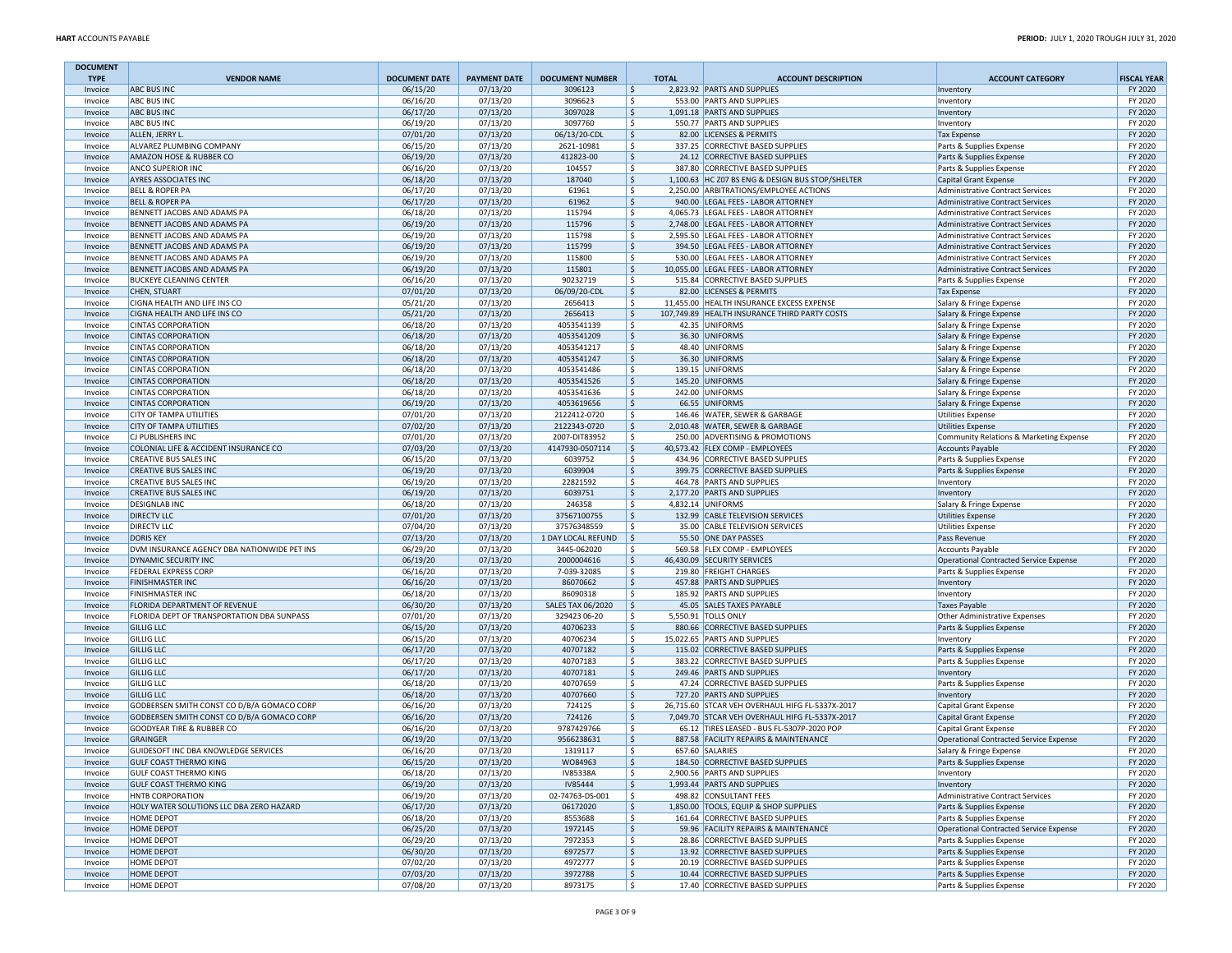| DOCUMENT TYPE | VENDOR NAME | DOCUMENT DATE | PAYMENT DATE | DOCUMENT NUMBER | TOTAL | ACCOUNT DESCRIPTION | ACCOUNT CATEGORY | FISCAL YEAR |
|---|---|---|---|---|---|---|---|---|
| Invoice | ABC BUS INC | 06/15/20 | 07/13/20 | 3096123 | $ 2,823.92 | PARTS AND SUPPLIES | Inventory | FY 2020 |
| Invoice | ABC BUS INC | 06/16/20 | 07/13/20 | 3096623 | $ 553.00 | PARTS AND SUPPLIES | Inventory | FY 2020 |
| Invoice | ABC BUS INC | 06/17/20 | 07/13/20 | 3097028 | $ 1,091.18 | PARTS AND SUPPLIES | Inventory | FY 2020 |
| Invoice | ABC BUS INC | 06/19/20 | 07/13/20 | 3097760 | $ 550.77 | PARTS AND SUPPLIES | Inventory | FY 2020 |
| Invoice | ALLEN, JERRY L. | 07/01/20 | 07/13/20 | 06/13/20-CDL | $ 82.00 | LICENSES & PERMITS | Tax Expense | FY 2020 |
| Invoice | ALVAREZ PLUMBING COMPANY | 06/15/20 | 07/13/20 | 2621-10981 | $ 337.25 | CORRECTIVE BASED SUPPLIES | Parts & Supplies Expense | FY 2020 |
| Invoice | AMAZON HOSE & RUBBER CO | 06/19/20 | 07/13/20 | 412823-00 | $ 24.12 | CORRECTIVE BASED SUPPLIES | Parts & Supplies Expense | FY 2020 |
| Invoice | ANCO SUPERIOR INC | 06/16/20 | 07/13/20 | 104557 | $ 387.80 | CORRECTIVE BASED SUPPLIES | Parts & Supplies Expense | FY 2020 |
| Invoice | AYRES ASSOCIATES INC | 06/18/20 | 07/13/20 | 187040 | $ 1,100.63 | HC Z07 BS ENG & DESIGN BUS STOP/SHELTER | Capital Grant Expense | FY 2020 |
| Invoice | BELL & ROPER PA | 06/17/20 | 07/13/20 | 61961 | $ 2,250.00 | ARBITRATIONS/EMPLOYEE ACTIONS | Administrative Contract Services | FY 2020 |
| Invoice | BELL & ROPER PA | 06/17/20 | 07/13/20 | 61962 | $ 940.00 | LEGAL FEES - LABOR ATTORNEY | Administrative Contract Services | FY 2020 |
| Invoice | BENNETT JACOBS AND ADAMS PA | 06/18/20 | 07/13/20 | 115794 | $ 4,065.73 | LEGAL FEES - LABOR ATTORNEY | Administrative Contract Services | FY 2020 |
| Invoice | BENNETT JACOBS AND ADAMS PA | 06/19/20 | 07/13/20 | 115796 | $ 2,748.00 | LEGAL FEES - LABOR ATTORNEY | Administrative Contract Services | FY 2020 |
| Invoice | BENNETT JACOBS AND ADAMS PA | 06/19/20 | 07/13/20 | 115798 | $ 2,595.50 | LEGAL FEES - LABOR ATTORNEY | Administrative Contract Services | FY 2020 |
| Invoice | BENNETT JACOBS AND ADAMS PA | 06/19/20 | 07/13/20 | 115799 | $ 394.50 | LEGAL FEES - LABOR ATTORNEY | Administrative Contract Services | FY 2020 |
| Invoice | BENNETT JACOBS AND ADAMS PA | 06/19/20 | 07/13/20 | 115800 | $ 530.00 | LEGAL FEES - LABOR ATTORNEY | Administrative Contract Services | FY 2020 |
| Invoice | BENNETT JACOBS AND ADAMS PA | 06/19/20 | 07/13/20 | 115801 | $ 10,055.00 | LEGAL FEES - LABOR ATTORNEY | Administrative Contract Services | FY 2020 |
| Invoice | BUCKEYE CLEANING CENTER | 06/16/20 | 07/13/20 | 90232719 | $ 515.84 | CORRECTIVE BASED SUPPLIES | Parts & Supplies Expense | FY 2020 |
| Invoice | CHEN, STUART | 07/01/20 | 07/13/20 | 06/09/20-CDL | $ 82.00 | LICENSES & PERMITS | Tax Expense | FY 2020 |
| Invoice | CIGNA HEALTH AND LIFE INS CO | 05/21/20 | 07/13/20 | 2656413 | $ 11,455.00 | HEALTH INSURANCE EXCESS EXPENSE | Salary & Fringe Expense | FY 2020 |
| Invoice | CIGNA HEALTH AND LIFE INS CO | 05/21/20 | 07/13/20 | 2656413 | $ 107,749.89 | HEALTH INSURANCE THIRD PARTY COSTS | Salary & Fringe Expense | FY 2020 |
| Invoice | CINTAS CORPORATION | 06/18/20 | 07/13/20 | 4053541139 | $ 42.35 | UNIFORMS | Salary & Fringe Expense | FY 2020 |
| Invoice | CINTAS CORPORATION | 06/18/20 | 07/13/20 | 4053541209 | $ 36.30 | UNIFORMS | Salary & Fringe Expense | FY 2020 |
| Invoice | CINTAS CORPORATION | 06/18/20 | 07/13/20 | 4053541217 | $ 48.40 | UNIFORMS | Salary & Fringe Expense | FY 2020 |
| Invoice | CINTAS CORPORATION | 06/18/20 | 07/13/20 | 4053541247 | $ 36.30 | UNIFORMS | Salary & Fringe Expense | FY 2020 |
| Invoice | CINTAS CORPORATION | 06/18/20 | 07/13/20 | 4053541486 | $ 139.15 | UNIFORMS | Salary & Fringe Expense | FY 2020 |
| Invoice | CINTAS CORPORATION | 06/18/20 | 07/13/20 | 4053541526 | $ 145.20 | UNIFORMS | Salary & Fringe Expense | FY 2020 |
| Invoice | CINTAS CORPORATION | 06/18/20 | 07/13/20 | 4053541636 | $ 242.00 | UNIFORMS | Salary & Fringe Expense | FY 2020 |
| Invoice | CINTAS CORPORATION | 06/19/20 | 07/13/20 | 4053619656 | $ 66.55 | UNIFORMS | Salary & Fringe Expense | FY 2020 |
| Invoice | CITY OF TAMPA UTILITIES | 07/01/20 | 07/13/20 | 2122412-0720 | $ 146.46 | WATER, SEWER & GARBAGE | Utilities Expense | FY 2020 |
| Invoice | CITY OF TAMPA UTILITIES | 07/02/20 | 07/13/20 | 2122343-0720 | $ 2,010.48 | WATER, SEWER & GARBAGE | Utilities Expense | FY 2020 |
| Invoice | CJ PUBLISHERS INC | 07/01/20 | 07/13/20 | 2007-DIT83952 | $ 250.00 | ADVERTISING & PROMOTIONS | Community Relations & Marketing Expense | FY 2020 |
| Invoice | COLONIAL LIFE & ACCIDENT INSURANCE CO | 07/03/20 | 07/13/20 | 4147930-0507114 | $ 40,573.42 | FLEX COMP - EMPLOYEES | Accounts Payable | FY 2020 |
| Invoice | CREATIVE BUS SALES INC | 06/15/20 | 07/13/20 | 6039752 | $ 434.96 | CORRECTIVE BASED SUPPLIES | Parts & Supplies Expense | FY 2020 |
| Invoice | CREATIVE BUS SALES INC | 06/19/20 | 07/13/20 | 6039904 | $ 399.75 | CORRECTIVE BASED SUPPLIES | Parts & Supplies Expense | FY 2020 |
| Invoice | CREATIVE BUS SALES INC | 06/19/20 | 07/13/20 | 22821592 | $ 464.78 | PARTS AND SUPPLIES | Inventory | FY 2020 |
| Invoice | CREATIVE BUS SALES INC | 06/19/20 | 07/13/20 | 6039751 | $ 2,177.20 | PARTS AND SUPPLIES | Inventory | FY 2020 |
| Invoice | DESIGNLAB INC | 06/18/20 | 07/13/20 | 246358 | $ 4,832.14 | UNIFORMS | Salary & Fringe Expense | FY 2020 |
| Invoice | DIRECTV LLC | 07/01/20 | 07/13/20 | 37567100755 | $ 132.99 | CABLE TELEVISION SERVICES | Utilities Expense | FY 2020 |
| Invoice | DIRECTV LLC | 07/04/20 | 07/13/20 | 37576348559 | $ 35.00 | CABLE TELEVISION SERVICES | Utilities Expense | FY 2020 |
| Invoice | DORIS KEY | 07/13/20 | 07/13/20 | 1 DAY LOCAL REFUND | $ 55.50 | ONE DAY PASSES | Pass Revenue | FY 2020 |
| Invoice | DVM INSURANCE AGENCY DBA NATIONWIDE PET INS | 06/29/20 | 07/13/20 | 3445-062020 | $ 569.58 | FLEX COMP - EMPLOYEES | Accounts Payable | FY 2020 |
| Invoice | DYNAMIC SECURITY INC | 06/19/20 | 07/13/20 | 2000004616 | $ 46,430.09 | SECURITY SERVICES | Operational Contracted Service Expense | FY 2020 |
| Invoice | FEDERAL EXPRESS CORP | 06/16/20 | 07/13/20 | 7-039-32085 | $ 219.80 | FREIGHT CHARGES | Parts & Supplies Expense | FY 2020 |
| Invoice | FINISHMASTER INC | 06/16/20 | 07/13/20 | 86070662 | $ 457.88 | PARTS AND SUPPLIES | Inventory | FY 2020 |
| Invoice | FINISHMASTER INC | 06/18/20 | 07/13/20 | 86090318 | $ 185.92 | PARTS AND SUPPLIES | Inventory | FY 2020 |
| Invoice | FLORIDA DEPARTMENT OF REVENUE | 06/30/20 | 07/13/20 | SALES TAX 06/2020 | $ 45.05 | SALES TAXES PAYABLE | Taxes Payable | FY 2020 |
| Invoice | FLORIDA DEPT OF TRANSPORTATION DBA SUNPASS | 07/01/20 | 07/13/20 | 329423 06-20 | $ 5,550.91 | TOLLS ONLY | Other Administrative Expenses | FY 2020 |
| Invoice | GILLIG LLC | 06/15/20 | 07/13/20 | 40706233 | $ 880.66 | CORRECTIVE BASED SUPPLIES | Parts & Supplies Expense | FY 2020 |
| Invoice | GILLIG LLC | 06/15/20 | 07/13/20 | 40706234 | $ 15,022.65 | PARTS AND SUPPLIES | Inventory | FY 2020 |
| Invoice | GILLIG LLC | 06/17/20 | 07/13/20 | 40707182 | $ 115.02 | CORRECTIVE BASED SUPPLIES | Parts & Supplies Expense | FY 2020 |
| Invoice | GILLIG LLC | 06/17/20 | 07/13/20 | 40707183 | $ 383.22 | CORRECTIVE BASED SUPPLIES | Parts & Supplies Expense | FY 2020 |
| Invoice | GILLIG LLC | 06/17/20 | 07/13/20 | 40707181 | $ 249.46 | PARTS AND SUPPLIES | Inventory | FY 2020 |
| Invoice | GILLIG LLC | 06/18/20 | 07/13/20 | 40707659 | $ 47.24 | CORRECTIVE BASED SUPPLIES | Parts & Supplies Expense | FY 2020 |
| Invoice | GILLIG LLC | 06/18/20 | 07/13/20 | 40707660 | $ 727.20 | PARTS AND SUPPLIES | Inventory | FY 2020 |
| Invoice | GODBERSEN SMITH CONST CO D/B/A GOMACO CORP | 06/16/20 | 07/13/20 | 724125 | $ 26,715.60 | STCAR VEH OVERHAUL HIFG FL-5337X-2017 | Capital Grant Expense | FY 2020 |
| Invoice | GODBERSEN SMITH CONST CO D/B/A GOMACO CORP | 06/16/20 | 07/13/20 | 724126 | $ 7,049.70 | STCAR VEH OVERHAUL HIFG FL-5337X-2017 | Capital Grant Expense | FY 2020 |
| Invoice | GOODYEAR TIRE & RUBBER CO | 06/16/20 | 07/13/20 | 9787429766 | $ 65.12 | TIRES LEASED - BUS FL-5307P-2020 POP | Capital Grant Expense | FY 2020 |
| Invoice | GRAINGER | 06/19/20 | 07/13/20 | 9566238631 | $ 887.58 | FACILITY REPAIRS & MAINTENANCE | Operational Contracted Service Expense | FY 2020 |
| Invoice | GUIDESOFT INC DBA KNOWLEDGE SERVICES | 06/16/20 | 07/13/20 | 1319117 | $ 657.60 | SALARIES | Salary & Fringe Expense | FY 2020 |
| Invoice | GULF COAST THERMO KING | 06/15/20 | 07/13/20 | WO84963 | $ 184.50 | CORRECTIVE BASED SUPPLIES | Parts & Supplies Expense | FY 2020 |
| Invoice | GULF COAST THERMO KING | 06/18/20 | 07/13/20 | IV85338A | $ 2,900.56 | PARTS AND SUPPLIES | Inventory | FY 2020 |
| Invoice | GULF COAST THERMO KING | 06/19/20 | 07/13/20 | IV85444 | $ 1,993.44 | PARTS AND SUPPLIES | Inventory | FY 2020 |
| Invoice | HNTB CORPORATION | 06/19/20 | 07/13/20 | 02-74763-DS-001 | $ 498.82 | CONSULTANT FEES | Administrative Contract Services | FY 2020 |
| Invoice | HOLY WATER SOLUTIONS LLC DBA ZERO HAZARD | 06/17/20 | 07/13/20 | 06172020 | $ 1,850.00 | TOOLS, EQUIP & SHOP SUPPLIES | Parts & Supplies Expense | FY 2020 |
| Invoice | HOME DEPOT | 06/18/20 | 07/13/20 | 8553688 | $ 161.64 | CORRECTIVE BASED SUPPLIES | Parts & Supplies Expense | FY 2020 |
| Invoice | HOME DEPOT | 06/25/20 | 07/13/20 | 1972145 | $ 59.96 | FACILITY REPAIRS & MAINTENANCE | Operational Contracted Service Expense | FY 2020 |
| Invoice | HOME DEPOT | 06/29/20 | 07/13/20 | 7972353 | $ 28.86 | CORRECTIVE BASED SUPPLIES | Parts & Supplies Expense | FY 2020 |
| Invoice | HOME DEPOT | 06/30/20 | 07/13/20 | 6972577 | $ 13.92 | CORRECTIVE BASED SUPPLIES | Parts & Supplies Expense | FY 2020 |
| Invoice | HOME DEPOT | 07/02/20 | 07/13/20 | 4972777 | $ 20.19 | CORRECTIVE BASED SUPPLIES | Parts & Supplies Expense | FY 2020 |
| Invoice | HOME DEPOT | 07/03/20 | 07/13/20 | 3972788 | $ 10.44 | CORRECTIVE BASED SUPPLIES | Parts & Supplies Expense | FY 2020 |
| Invoice | HOME DEPOT | 07/08/20 | 07/13/20 | 8973175 | $ 17.40 | CORRECTIVE BASED SUPPLIES | Parts & Supplies Expense | FY 2020 |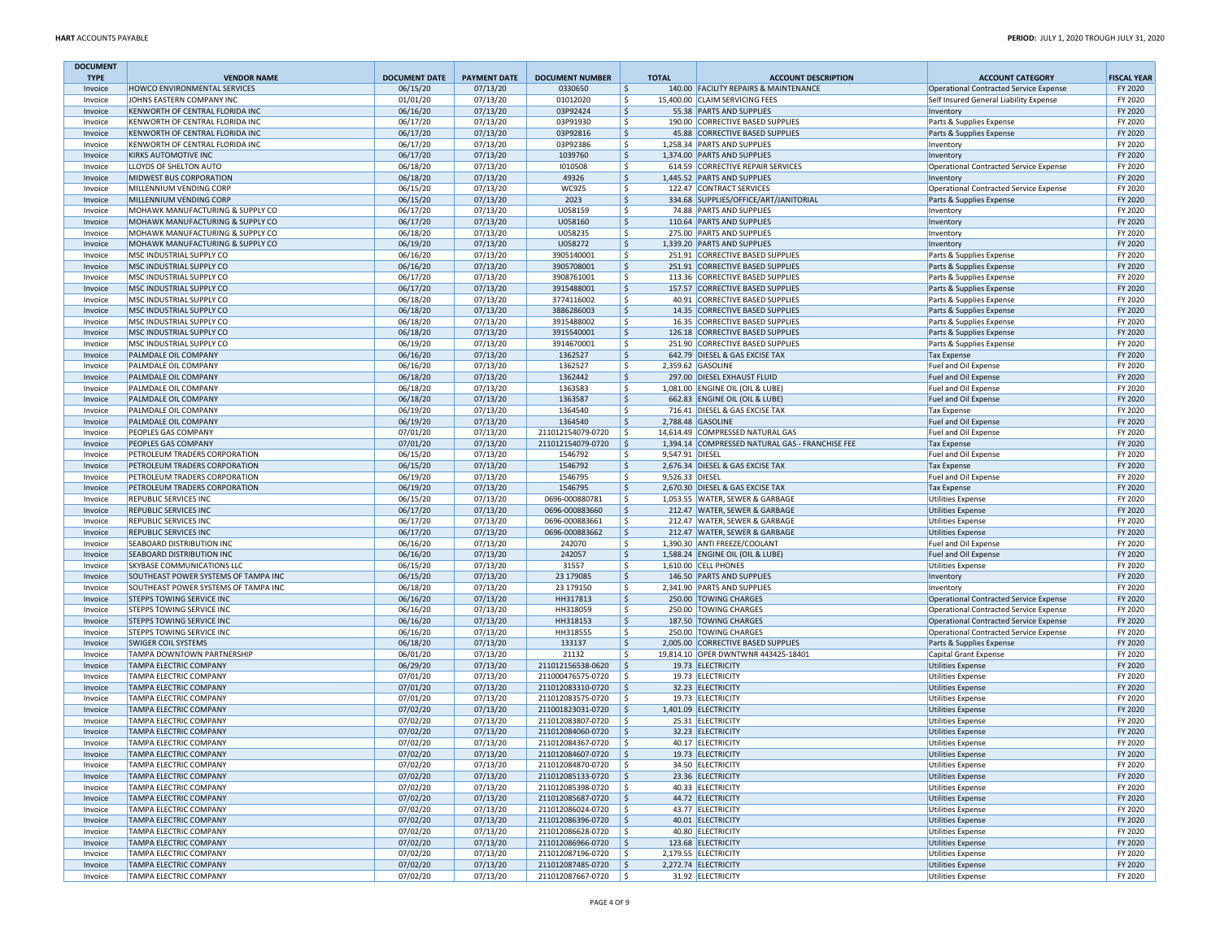| DOCUMENT TYPE | VENDOR NAME | DOCUMENT DATE | PAYMENT DATE | DOCUMENT NUMBER | TOTAL | ACCOUNT DESCRIPTION | ACCOUNT CATEGORY | FISCAL YEAR |
|---|---|---|---|---|---|---|---|---|
| Invoice | HOWCO ENVIRONMENTAL SERVICES | 06/15/20 | 07/13/20 | 0330650 | $ 140.00 | FACILITY REPAIRS & MAINTENANCE | Operational Contracted Service Expense | FY 2020 |
| Invoice | JOHNS EASTERN COMPANY INC | 01/01/20 | 07/13/20 | 01012020 | $ 15,400.00 | CLAIM SERVICING FEES | Self Insured General Liability Expense | FY 2020 |
| Invoice | KENWORTH OF CENTRAL FLORIDA INC | 06/16/20 | 07/13/20 | 03P92424 | $ 55.38 | PARTS AND SUPPLIES | Inventory | FY 2020 |
| Invoice | KENWORTH OF CENTRAL FLORIDA INC | 06/17/20 | 07/13/20 | 03P91930 | $ 190.00 | CORRECTIVE BASED SUPPLIES | Parts & Supplies Expense | FY 2020 |
| Invoice | KENWORTH OF CENTRAL FLORIDA INC | 06/17/20 | 07/13/20 | 03P92816 | $ 45.88 | CORRECTIVE BASED SUPPLIES | Parts & Supplies Expense | FY 2020 |
| Invoice | KENWORTH OF CENTRAL FLORIDA INC | 06/17/20 | 07/13/20 | 03P92386 | $ 1,258.34 | PARTS AND SUPPLIES | Inventory | FY 2020 |
| Invoice | KIRKS AUTOMOTIVE INC | 06/17/20 | 07/13/20 | 1039760 | $ 1,374.00 | PARTS AND SUPPLIES | Inventory | FY 2020 |
| Invoice | LLOYDS OF SHELTON AUTO | 06/18/20 | 07/13/20 | I010508 | $ 614.59 | CORRECTIVE REPAIR SERVICES | Operational Contracted Service Expense | FY 2020 |
| Invoice | MIDWEST BUS CORPORATION | 06/18/20 | 07/13/20 | 49326 | $ 1,445.52 | PARTS AND SUPPLIES | Inventory | FY 2020 |
| Invoice | MILLENNIUM VENDING CORP | 06/15/20 | 07/13/20 | WC925 | $ 122.47 | CONTRACT SERVICES | Operational Contracted Service Expense | FY 2020 |
| Invoice | MILLENNIUM VENDING CORP | 06/15/20 | 07/13/20 | 2023 | $ 334.68 | SUPPLIES/OFFICE/ART/JANITORIAL | Parts & Supplies Expense | FY 2020 |
| Invoice | MOHAWK MANUFACTURING & SUPPLY CO | 06/17/20 | 07/13/20 | U058159 | $ 74.88 | PARTS AND SUPPLIES | Inventory | FY 2020 |
| Invoice | MOHAWK MANUFACTURING & SUPPLY CO | 06/17/20 | 07/13/20 | U058160 | $ 110.64 | PARTS AND SUPPLIES | Inventory | FY 2020 |
| Invoice | MOHAWK MANUFACTURING & SUPPLY CO | 06/18/20 | 07/13/20 | U058235 | $ 275.00 | PARTS AND SUPPLIES | Inventory | FY 2020 |
| Invoice | MOHAWK MANUFACTURING & SUPPLY CO | 06/19/20 | 07/13/20 | U058272 | $ 1,339.20 | PARTS AND SUPPLIES | Inventory | FY 2020 |
| Invoice | MSC INDUSTRIAL SUPPLY CO | 06/16/20 | 07/13/20 | 3905140001 | $ 251.91 | CORRECTIVE BASED SUPPLIES | Parts & Supplies Expense | FY 2020 |
| Invoice | MSC INDUSTRIAL SUPPLY CO | 06/16/20 | 07/13/20 | 3905708001 | $ 251.91 | CORRECTIVE BASED SUPPLIES | Parts & Supplies Expense | FY 2020 |
| Invoice | MSC INDUSTRIAL SUPPLY CO | 06/17/20 | 07/13/20 | 3908761001 | $ 113.36 | CORRECTIVE BASED SUPPLIES | Parts & Supplies Expense | FY 2020 |
| Invoice | MSC INDUSTRIAL SUPPLY CO | 06/17/20 | 07/13/20 | 3915488001 | $ 157.57 | CORRECTIVE BASED SUPPLIES | Parts & Supplies Expense | FY 2020 |
| Invoice | MSC INDUSTRIAL SUPPLY CO | 06/18/20 | 07/13/20 | 3774116002 | $ 40.91 | CORRECTIVE BASED SUPPLIES | Parts & Supplies Expense | FY 2020 |
| Invoice | MSC INDUSTRIAL SUPPLY CO | 06/18/20 | 07/13/20 | 3886286003 | $ 14.35 | CORRECTIVE BASED SUPPLIES | Parts & Supplies Expense | FY 2020 |
| Invoice | MSC INDUSTRIAL SUPPLY CO | 06/18/20 | 07/13/20 | 3915488002 | $ 16.35 | CORRECTIVE BASED SUPPLIES | Parts & Supplies Expense | FY 2020 |
| Invoice | MSC INDUSTRIAL SUPPLY CO | 06/18/20 | 07/13/20 | 3915540001 | $ 126.18 | CORRECTIVE BASED SUPPLIES | Parts & Supplies Expense | FY 2020 |
| Invoice | MSC INDUSTRIAL SUPPLY CO | 06/19/20 | 07/13/20 | 3914670001 | $ 251.90 | CORRECTIVE BASED SUPPLIES | Parts & Supplies Expense | FY 2020 |
| Invoice | PALMDALE OIL COMPANY | 06/16/20 | 07/13/20 | 1362527 | $ 642.79 | DIESEL & GAS EXCISE TAX | Tax Expense | FY 2020 |
| Invoice | PALMDALE OIL COMPANY | 06/16/20 | 07/13/20 | 1362527 | $ 2,359.62 | GASOLINE | Fuel and Oil Expense | FY 2020 |
| Invoice | PALMDALE OIL COMPANY | 06/18/20 | 07/13/20 | 1362442 | $ 297.00 | DIESEL EXHAUST FLUID | Fuel and Oil Expense | FY 2020 |
| Invoice | PALMDALE OIL COMPANY | 06/18/20 | 07/13/20 | 1363583 | $ 1,081.00 | ENGINE OIL (OIL & LUBE) | Fuel and Oil Expense | FY 2020 |
| Invoice | PALMDALE OIL COMPANY | 06/18/20 | 07/13/20 | 1363587 | $ 662.83 | ENGINE OIL (OIL & LUBE) | Fuel and Oil Expense | FY 2020 |
| Invoice | PALMDALE OIL COMPANY | 06/19/20 | 07/13/20 | 1364540 | $ 716.41 | DIESEL & GAS EXCISE TAX | Tax Expense | FY 2020 |
| Invoice | PALMDALE OIL COMPANY | 06/19/20 | 07/13/20 | 1364540 | $ 2,788.48 | GASOLINE | Fuel and Oil Expense | FY 2020 |
| Invoice | PEOPLES GAS COMPANY | 07/01/20 | 07/13/20 | 211012154079-0720 | $ 14,614.49 | COMPRESSED NATURAL GAS | Fuel and Oil Expense | FY 2020 |
| Invoice | PEOPLES GAS COMPANY | 07/01/20 | 07/13/20 | 211012154079-0720 | $ 1,394.14 | COMPRESSED NATURAL GAS - FRANCHISE FEE | Tax Expense | FY 2020 |
| Invoice | PETROLEUM TRADERS CORPORATION | 06/15/20 | 07/13/20 | 1546792 | $ 9,547.91 | DIESEL | Fuel and Oil Expense | FY 2020 |
| Invoice | PETROLEUM TRADERS CORPORATION | 06/15/20 | 07/13/20 | 1546792 | $ 2,676.34 | DIESEL & GAS EXCISE TAX | Tax Expense | FY 2020 |
| Invoice | PETROLEUM TRADERS CORPORATION | 06/19/20 | 07/13/20 | 1546795 | $ 9,526.33 | DIESEL | Fuel and Oil Expense | FY 2020 |
| Invoice | PETROLEUM TRADERS CORPORATION | 06/19/20 | 07/13/20 | 1546795 | $ 2,670.30 | DIESEL & GAS EXCISE TAX | Tax Expense | FY 2020 |
| Invoice | REPUBLIC SERVICES INC | 06/15/20 | 07/13/20 | 0696-000880781 | $ 1,053.55 | WATER, SEWER & GARBAGE | Utilities Expense | FY 2020 |
| Invoice | REPUBLIC SERVICES INC | 06/17/20 | 07/13/20 | 0696-000883660 | $ 212.47 | WATER, SEWER & GARBAGE | Utilities Expense | FY 2020 |
| Invoice | REPUBLIC SERVICES INC | 06/17/20 | 07/13/20 | 0696-000883661 | $ 212.47 | WATER, SEWER & GARBAGE | Utilities Expense | FY 2020 |
| Invoice | REPUBLIC SERVICES INC | 06/17/20 | 07/13/20 | 0696-000883662 | $ 212.47 | WATER, SEWER & GARBAGE | Utilities Expense | FY 2020 |
| Invoice | SEABOARD DISTRIBUTION INC | 06/16/20 | 07/13/20 | 242070 | $ 1,390.30 | ANTI FREEZE/COOLANT | Fuel and Oil Expense | FY 2020 |
| Invoice | SEABOARD DISTRIBUTION INC | 06/16/20 | 07/13/20 | 242057 | $ 1,588.24 | ENGINE OIL (OIL & LUBE) | Fuel and Oil Expense | FY 2020 |
| Invoice | SKYBASE COMMUNICATIONS LLC | 06/15/20 | 07/13/20 | 31557 | $ 1,610.00 | CELL PHONES | Utilities Expense | FY 2020 |
| Invoice | SOUTHEAST POWER SYSTEMS OF TAMPA INC | 06/15/20 | 07/13/20 | 23 179085 | $ 146.50 | PARTS AND SUPPLIES | Inventory | FY 2020 |
| Invoice | SOUTHEAST POWER SYSTEMS OF TAMPA INC | 06/18/20 | 07/13/20 | 23 179150 | $ 2,341.90 | PARTS AND SUPPLIES | Inventory | FY 2020 |
| Invoice | STEPPS TOWING SERVICE INC | 06/16/20 | 07/13/20 | HH317813 | $ 250.00 | TOWING CHARGES | Operational Contracted Service Expense | FY 2020 |
| Invoice | STEPPS TOWING SERVICE INC | 06/16/20 | 07/13/20 | HH318059 | $ 250.00 | TOWING CHARGES | Operational Contracted Service Expense | FY 2020 |
| Invoice | STEPPS TOWING SERVICE INC | 06/16/20 | 07/13/20 | HH318153 | $ 187.50 | TOWING CHARGES | Operational Contracted Service Expense | FY 2020 |
| Invoice | STEPPS TOWING SERVICE INC | 06/16/20 | 07/13/20 | HH318555 | $ 250.00 | TOWING CHARGES | Operational Contracted Service Expense | FY 2020 |
| Invoice | SWIGER COIL SYSTEMS | 06/18/20 | 07/13/20 | 133137 | $ 2,005.00 | CORRECTIVE BASED SUPPLIES | Parts & Supplies Expense | FY 2020 |
| Invoice | TAMPA DOWNTOWN PARTNERSHIP | 06/01/20 | 07/13/20 | 21132 | $ 19,814.10 | OPER DWNTWNR 443425-18401 | Capital Grant Expense | FY 2020 |
| Invoice | TAMPA ELECTRIC COMPANY | 06/29/20 | 07/13/20 | 211012156538-0620 | $ 19.73 | ELECTRICITY | Utilities Expense | FY 2020 |
| Invoice | TAMPA ELECTRIC COMPANY | 07/01/20 | 07/13/20 | 211000476575-0720 | $ 19.73 | ELECTRICITY | Utilities Expense | FY 2020 |
| Invoice | TAMPA ELECTRIC COMPANY | 07/01/20 | 07/13/20 | 211012083310-0720 | $ 32.23 | ELECTRICITY | Utilities Expense | FY 2020 |
| Invoice | TAMPA ELECTRIC COMPANY | 07/01/20 | 07/13/20 | 211012083575-0720 | $ 19.73 | ELECTRICITY | Utilities Expense | FY 2020 |
| Invoice | TAMPA ELECTRIC COMPANY | 07/02/20 | 07/13/20 | 211001823031-0720 | $ 1,401.09 | ELECTRICITY | Utilities Expense | FY 2020 |
| Invoice | TAMPA ELECTRIC COMPANY | 07/02/20 | 07/13/20 | 211012083807-0720 | $ 25.31 | ELECTRICITY | Utilities Expense | FY 2020 |
| Invoice | TAMPA ELECTRIC COMPANY | 07/02/20 | 07/13/20 | 211012084060-0720 | $ 32.23 | ELECTRICITY | Utilities Expense | FY 2020 |
| Invoice | TAMPA ELECTRIC COMPANY | 07/02/20 | 07/13/20 | 211012084367-0720 | $ 40.17 | ELECTRICITY | Utilities Expense | FY 2020 |
| Invoice | TAMPA ELECTRIC COMPANY | 07/02/20 | 07/13/20 | 211012084607-0720 | $ 19.73 | ELECTRICITY | Utilities Expense | FY 2020 |
| Invoice | TAMPA ELECTRIC COMPANY | 07/02/20 | 07/13/20 | 211012084870-0720 | $ 34.50 | ELECTRICITY | Utilities Expense | FY 2020 |
| Invoice | TAMPA ELECTRIC COMPANY | 07/02/20 | 07/13/20 | 211012085133-0720 | $ 23.36 | ELECTRICITY | Utilities Expense | FY 2020 |
| Invoice | TAMPA ELECTRIC COMPANY | 07/02/20 | 07/13/20 | 211012085398-0720 | $ 40.33 | ELECTRICITY | Utilities Expense | FY 2020 |
| Invoice | TAMPA ELECTRIC COMPANY | 07/02/20 | 07/13/20 | 211012085687-0720 | $ 44.72 | ELECTRICITY | Utilities Expense | FY 2020 |
| Invoice | TAMPA ELECTRIC COMPANY | 07/02/20 | 07/13/20 | 211012086024-0720 | $ 43.77 | ELECTRICITY | Utilities Expense | FY 2020 |
| Invoice | TAMPA ELECTRIC COMPANY | 07/02/20 | 07/13/20 | 211012086396-0720 | $ 40.01 | ELECTRICITY | Utilities Expense | FY 2020 |
| Invoice | TAMPA ELECTRIC COMPANY | 07/02/20 | 07/13/20 | 211012086628-0720 | $ 40.80 | ELECTRICITY | Utilities Expense | FY 2020 |
| Invoice | TAMPA ELECTRIC COMPANY | 07/02/20 | 07/13/20 | 211012086966-0720 | $ 123.68 | ELECTRICITY | Utilities Expense | FY 2020 |
| Invoice | TAMPA ELECTRIC COMPANY | 07/02/20 | 07/13/20 | 211012087196-0720 | $ 2,179.55 | ELECTRICITY | Utilities Expense | FY 2020 |
| Invoice | TAMPA ELECTRIC COMPANY | 07/02/20 | 07/13/20 | 211012087485-0720 | $ 2,272.74 | ELECTRICITY | Utilities Expense | FY 2020 |
| Invoice | TAMPA ELECTRIC COMPANY | 07/02/20 | 07/13/20 | 211012087667-0720 | $ 31.92 | ELECTRICITY | Utilities Expense | FY 2020 |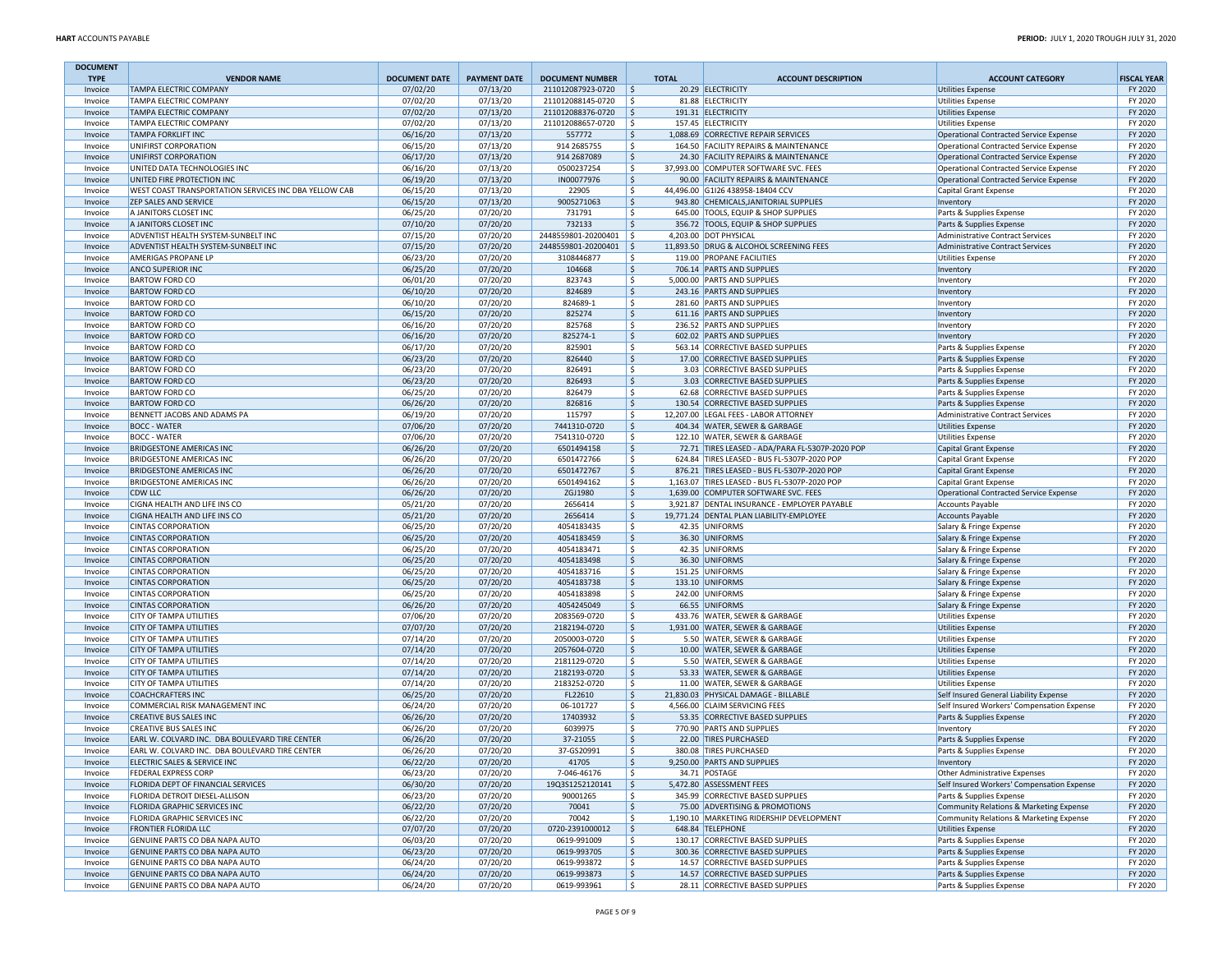| DOCUMENT TYPE | VENDOR NAME | DOCUMENT DATE | PAYMENT DATE | DOCUMENT NUMBER | TOTAL | ACCOUNT DESCRIPTION | ACCOUNT CATEGORY | FISCAL YEAR |
|---|---|---|---|---|---|---|---|---|
| Invoice | TAMPA ELECTRIC COMPANY | 07/02/20 | 07/13/20 | 211012087923-0720 | $ 20.29 | ELECTRICITY | Utilities Expense | FY 2020 |
| Invoice | TAMPA ELECTRIC COMPANY | 07/02/20 | 07/13/20 | 211012088145-0720 | $ 81.88 | ELECTRICITY | Utilities Expense | FY 2020 |
| Invoice | TAMPA ELECTRIC COMPANY | 07/02/20 | 07/13/20 | 211012088376-0720 | $ 191.31 | ELECTRICITY | Utilities Expense | FY 2020 |
| Invoice | TAMPA ELECTRIC COMPANY | 07/02/20 | 07/13/20 | 211012088657-0720 | $ 157.45 | ELECTRICITY | Utilities Expense | FY 2020 |
| Invoice | TAMPA FORKLIFT INC | 06/16/20 | 07/13/20 | 557772 | $ 1,088.69 | CORRECTIVE REPAIR SERVICES | Operational Contracted Service Expense | FY 2020 |
| Invoice | UNIFIRST CORPORATION | 06/15/20 | 07/13/20 | 914 2685755 | $ 164.50 | FACILITY REPAIRS & MAINTENANCE | Operational Contracted Service Expense | FY 2020 |
| Invoice | UNIFIRST CORPORATION | 06/17/20 | 07/13/20 | 914 2687089 | $ 24.30 | FACILITY REPAIRS & MAINTENANCE | Operational Contracted Service Expense | FY 2020 |
| Invoice | UNITED DATA TECHNOLOGIES INC | 06/16/20 | 07/13/20 | 0500237254 | $ 37,993.00 | COMPUTER SOFTWARE SVC. FEES | Operational Contracted Service Expense | FY 2020 |
| Invoice | UNITED FIRE PROTECTION INC | 06/19/20 | 07/13/20 | IN00077976 | $ 90.00 | FACILITY REPAIRS & MAINTENANCE | Operational Contracted Service Expense | FY 2020 |
| Invoice | WEST COAST TRANSPORTATION SERVICES INC DBA YELLOW CAB | 06/15/20 | 07/13/20 | 22905 | $ 44,496.00 | G1I26 438958-18404 CCV | Capital Grant Expense | FY 2020 |
| Invoice | ZEP SALES AND SERVICE | 06/15/20 | 07/13/20 | 9005271063 | $ 943.80 | CHEMICALS,JANITORIAL SUPPLIES | Inventory | FY 2020 |
| Invoice | A JANITORS CLOSET INC | 06/25/20 | 07/20/20 | 731791 | $ 645.00 | TOOLS, EQUIP & SHOP SUPPLIES | Parts & Supplies Expense | FY 2020 |
| Invoice | A JANITORS CLOSET INC | 07/10/20 | 07/20/20 | 732133 | $ 356.72 | TOOLS, EQUIP & SHOP SUPPLIES | Parts & Supplies Expense | FY 2020 |
| Invoice | ADVENTIST HEALTH SYSTEM-SUNBELT INC | 07/15/20 | 07/20/20 | 2448559801-20200401 | $ 4,203.00 | DOT PHYSICAL | Administrative Contract Services | FY 2020 |
| Invoice | ADVENTIST HEALTH SYSTEM-SUNBELT INC | 07/15/20 | 07/20/20 | 2448559801-20200401 | $ 11,893.50 | DRUG & ALCOHOL SCREENING FEES | Administrative Contract Services | FY 2020 |
| Invoice | AMERIGAS PROPANE LP | 06/23/20 | 07/20/20 | 3108446877 | $ 119.00 | PROPANE FACILITIES | Utilities Expense | FY 2020 |
| Invoice | ANCO SUPERIOR INC | 06/25/20 | 07/20/20 | 104668 | $ 706.14 | PARTS AND SUPPLIES | Inventory | FY 2020 |
| Invoice | BARTOW FORD CO | 06/01/20 | 07/20/20 | 823743 | $ 5,000.00 | PARTS AND SUPPLIES | Inventory | FY 2020 |
| Invoice | BARTOW FORD CO | 06/10/20 | 07/20/20 | 824689 | $ 243.16 | PARTS AND SUPPLIES | Inventory | FY 2020 |
| Invoice | BARTOW FORD CO | 06/10/20 | 07/20/20 | 824689-1 | $ 281.60 | PARTS AND SUPPLIES | Inventory | FY 2020 |
| Invoice | BARTOW FORD CO | 06/15/20 | 07/20/20 | 825274 | $ 611.16 | PARTS AND SUPPLIES | Inventory | FY 2020 |
| Invoice | BARTOW FORD CO | 06/16/20 | 07/20/20 | 825768 | $ 236.52 | PARTS AND SUPPLIES | Inventory | FY 2020 |
| Invoice | BARTOW FORD CO | 06/16/20 | 07/20/20 | 825274-1 | $ 602.02 | PARTS AND SUPPLIES | Inventory | FY 2020 |
| Invoice | BARTOW FORD CO | 06/17/20 | 07/20/20 | 825901 | $ 563.14 | CORRECTIVE BASED SUPPLIES | Parts & Supplies Expense | FY 2020 |
| Invoice | BARTOW FORD CO | 06/23/20 | 07/20/20 | 826440 | $ 17.00 | CORRECTIVE BASED SUPPLIES | Parts & Supplies Expense | FY 2020 |
| Invoice | BARTOW FORD CO | 06/23/20 | 07/20/20 | 826491 | $ 3.03 | CORRECTIVE BASED SUPPLIES | Parts & Supplies Expense | FY 2020 |
| Invoice | BARTOW FORD CO | 06/23/20 | 07/20/20 | 826493 | $ 3.03 | CORRECTIVE BASED SUPPLIES | Parts & Supplies Expense | FY 2020 |
| Invoice | BARTOW FORD CO | 06/25/20 | 07/20/20 | 826479 | $ 62.68 | CORRECTIVE BASED SUPPLIES | Parts & Supplies Expense | FY 2020 |
| Invoice | BARTOW FORD CO | 06/26/20 | 07/20/20 | 826816 | $ 130.54 | CORRECTIVE BASED SUPPLIES | Parts & Supplies Expense | FY 2020 |
| Invoice | BENNETT JACOBS AND ADAMS PA | 06/19/20 | 07/20/20 | 115797 | $ 12,207.00 | LEGAL FEES - LABOR ATTORNEY | Administrative Contract Services | FY 2020 |
| Invoice | BOCC - WATER | 07/06/20 | 07/20/20 | 7441310-0720 | $ 404.34 | WATER, SEWER & GARBAGE | Utilities Expense | FY 2020 |
| Invoice | BOCC - WATER | 07/06/20 | 07/20/20 | 7541310-0720 | $ 122.10 | WATER, SEWER & GARBAGE | Utilities Expense | FY 2020 |
| Invoice | BRIDGESTONE AMERICAS INC | 06/26/20 | 07/20/20 | 6501494158 | $ 72.71 | TIRES LEASED - ADA/PARA FL-5307P-2020 POP | Capital Grant Expense | FY 2020 |
| Invoice | BRIDGESTONE AMERICAS INC | 06/26/20 | 07/20/20 | 6501472766 | $ 624.84 | TIRES LEASED - BUS FL-5307P-2020 POP | Capital Grant Expense | FY 2020 |
| Invoice | BRIDGESTONE AMERICAS INC | 06/26/20 | 07/20/20 | 6501472767 | $ 876.21 | TIRES LEASED - BUS FL-5307P-2020 POP | Capital Grant Expense | FY 2020 |
| Invoice | BRIDGESTONE AMERICAS INC | 06/26/20 | 07/20/20 | 6501494162 | $ 1,163.07 | TIRES LEASED - BUS FL-5307P-2020 POP | Capital Grant Expense | FY 2020 |
| Invoice | CDW LLC | 06/26/20 | 07/20/20 | ZGJ1980 | $ 1,639.00 | COMPUTER SOFTWARE SVC. FEES | Operational Contracted Service Expense | FY 2020 |
| Invoice | CIGNA HEALTH AND LIFE INS CO | 05/21/20 | 07/20/20 | 2656414 | $ 3,921.87 | DENTAL INSURANCE - EMPLOYER PAYABLE | Accounts Payable | FY 2020 |
| Invoice | CIGNA HEALTH AND LIFE INS CO | 05/21/20 | 07/20/20 | 2656414 | $ 19,771.24 | DENTAL PLAN LIABILITY-EMPLOYEE | Accounts Payable | FY 2020 |
| Invoice | CINTAS CORPORATION | 06/25/20 | 07/20/20 | 4054183435 | $ 42.35 | UNIFORMS | Salary & Fringe Expense | FY 2020 |
| Invoice | CINTAS CORPORATION | 06/25/20 | 07/20/20 | 4054183459 | $ 36.30 | UNIFORMS | Salary & Fringe Expense | FY 2020 |
| Invoice | CINTAS CORPORATION | 06/25/20 | 07/20/20 | 4054183471 | $ 42.35 | UNIFORMS | Salary & Fringe Expense | FY 2020 |
| Invoice | CINTAS CORPORATION | 06/25/20 | 07/20/20 | 4054183498 | $ 36.30 | UNIFORMS | Salary & Fringe Expense | FY 2020 |
| Invoice | CINTAS CORPORATION | 06/25/20 | 07/20/20 | 4054183716 | $ 151.25 | UNIFORMS | Salary & Fringe Expense | FY 2020 |
| Invoice | CINTAS CORPORATION | 06/25/20 | 07/20/20 | 4054183738 | $ 133.10 | UNIFORMS | Salary & Fringe Expense | FY 2020 |
| Invoice | CINTAS CORPORATION | 06/25/20 | 07/20/20 | 4054183898 | $ 242.00 | UNIFORMS | Salary & Fringe Expense | FY 2020 |
| Invoice | CINTAS CORPORATION | 06/26/20 | 07/20/20 | 4054245049 | $ 66.55 | UNIFORMS | Salary & Fringe Expense | FY 2020 |
| Invoice | CITY OF TAMPA UTILITIES | 07/06/20 | 07/20/20 | 2083569-0720 | $ 433.76 | WATER, SEWER & GARBAGE | Utilities Expense | FY 2020 |
| Invoice | CITY OF TAMPA UTILITIES | 07/07/20 | 07/20/20 | 2182194-0720 | $ 1,931.00 | WATER, SEWER & GARBAGE | Utilities Expense | FY 2020 |
| Invoice | CITY OF TAMPA UTILITIES | 07/14/20 | 07/20/20 | 2050003-0720 | $ 5.50 | WATER, SEWER & GARBAGE | Utilities Expense | FY 2020 |
| Invoice | CITY OF TAMPA UTILITIES | 07/14/20 | 07/20/20 | 2057604-0720 | $ 10.00 | WATER, SEWER & GARBAGE | Utilities Expense | FY 2020 |
| Invoice | CITY OF TAMPA UTILITIES | 07/14/20 | 07/20/20 | 2181129-0720 | $ 5.50 | WATER, SEWER & GARBAGE | Utilities Expense | FY 2020 |
| Invoice | CITY OF TAMPA UTILITIES | 07/14/20 | 07/20/20 | 2182193-0720 | $ 53.33 | WATER, SEWER & GARBAGE | Utilities Expense | FY 2020 |
| Invoice | CITY OF TAMPA UTILITIES | 07/14/20 | 07/20/20 | 2183252-0720 | $ 11.00 | WATER, SEWER & GARBAGE | Utilities Expense | FY 2020 |
| Invoice | COACHCRAFTERS INC | 06/25/20 | 07/20/20 | FL22610 | $ 21,830.03 | PHYSICAL DAMAGE - BILLABLE | Self Insured General Liability Expense | FY 2020 |
| Invoice | COMMERCIAL RISK MANAGEMENT INC | 06/24/20 | 07/20/20 | 06-101727 | $ 4,566.00 | CLAIM SERVICING FEES | Self Insured Workers' Compensation Expense | FY 2020 |
| Invoice | CREATIVE BUS SALES INC | 06/26/20 | 07/20/20 | 17403932 | $ 53.35 | CORRECTIVE BASED SUPPLIES | Parts & Supplies Expense | FY 2020 |
| Invoice | CREATIVE BUS SALES INC | 06/26/20 | 07/20/20 | 6039975 | $ 770.90 | PARTS AND SUPPLIES | Inventory | FY 2020 |
| Invoice | EARL W. COLVARD INC. DBA BOULEVARD TIRE CENTER | 06/26/20 | 07/20/20 | 37-21055 | $ 22.00 | TIRES PURCHASED | Parts & Supplies Expense | FY 2020 |
| Invoice | EARL W. COLVARD INC. DBA BOULEVARD TIRE CENTER | 06/26/20 | 07/20/20 | 37-GS20991 | $ 380.08 | TIRES PURCHASED | Parts & Supplies Expense | FY 2020 |
| Invoice | ELECTRIC SALES & SERVICE INC | 06/22/20 | 07/20/20 | 41705 | $ 9,250.00 | PARTS AND SUPPLIES | Inventory | FY 2020 |
| Invoice | FEDERAL EXPRESS CORP | 06/23/20 | 07/20/20 | 7-046-46176 | $ 34.71 | POSTAGE | Other Administrative Expenses | FY 2020 |
| Invoice | FLORIDA DEPT OF FINANCIAL SERVICES | 06/30/20 | 07/20/20 | 19Q3S1252120141 | $ 5,472.80 | ASSESSMENT FEES | Self Insured Workers' Compensation Expense | FY 2020 |
| Invoice | FLORIDA DETROIT DIESEL-ALLISON | 06/23/20 | 07/20/20 | 90001265 | $ 345.99 | CORRECTIVE BASED SUPPLIES | Parts & Supplies Expense | FY 2020 |
| Invoice | FLORIDA GRAPHIC SERVICES INC | 06/22/20 | 07/20/20 | 70041 | $ 75.00 | ADVERTISING & PROMOTIONS | Community Relations & Marketing Expense | FY 2020 |
| Invoice | FLORIDA GRAPHIC SERVICES INC | 06/22/20 | 07/20/20 | 70042 | $ 1,190.10 | MARKETING RIDERSHIP DEVELOPMENT | Community Relations & Marketing Expense | FY 2020 |
| Invoice | FRONTIER FLORIDA LLC | 07/07/20 | 07/20/20 | 0720-2391000012 | $ 648.84 | TELEPHONE | Utilities Expense | FY 2020 |
| Invoice | GENUINE PARTS CO DBA NAPA AUTO | 06/03/20 | 07/20/20 | 0619-991009 | $ 130.17 | CORRECTIVE BASED SUPPLIES | Parts & Supplies Expense | FY 2020 |
| Invoice | GENUINE PARTS CO DBA NAPA AUTO | 06/23/20 | 07/20/20 | 0619-993705 | $ 300.36 | CORRECTIVE BASED SUPPLIES | Parts & Supplies Expense | FY 2020 |
| Invoice | GENUINE PARTS CO DBA NAPA AUTO | 06/24/20 | 07/20/20 | 0619-993872 | $ 14.57 | CORRECTIVE BASED SUPPLIES | Parts & Supplies Expense | FY 2020 |
| Invoice | GENUINE PARTS CO DBA NAPA AUTO | 06/24/20 | 07/20/20 | 0619-993873 | $ 14.57 | CORRECTIVE BASED SUPPLIES | Parts & Supplies Expense | FY 2020 |
| Invoice | GENUINE PARTS CO DBA NAPA AUTO | 06/24/20 | 07/20/20 | 0619-993961 | $ 28.11 | CORRECTIVE BASED SUPPLIES | Parts & Supplies Expense | FY 2020 |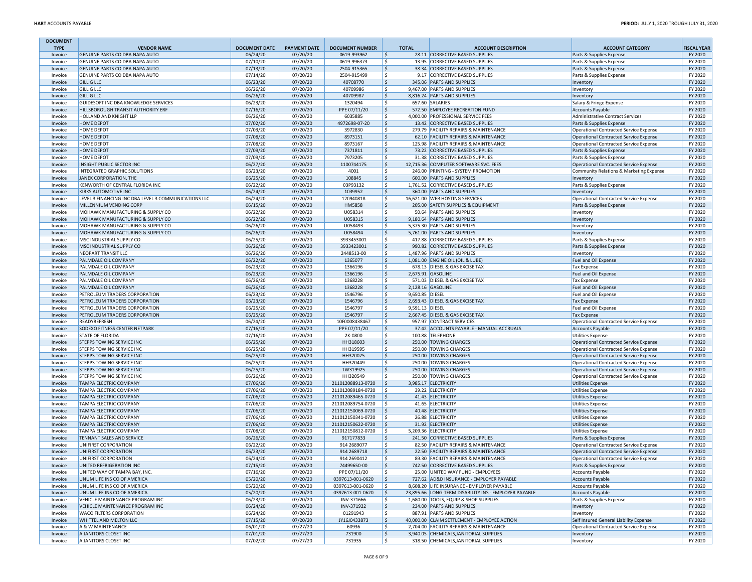| DOCUMENT TYPE | VENDOR NAME | DOCUMENT DATE | PAYMENT DATE | DOCUMENT NUMBER | TOTAL | ACCOUNT DESCRIPTION | ACCOUNT CATEGORY | FISCAL YEAR |
|---|---|---|---|---|---|---|---|---|
| Invoice | GENUINE PARTS CO DBA NAPA AUTO | 06/24/20 | 07/20/20 | 0619-993962 | $ 28.11 | CORRECTIVE BASED SUPPLIES | Parts & Supplies Expense | FY 2020 |
| Invoice | GENUINE PARTS CO DBA NAPA AUTO | 07/10/20 | 07/20/20 | 0619-996373 | $ 13.95 | CORRECTIVE BASED SUPPLIES | Parts & Supplies Expense | FY 2020 |
| Invoice | GENUINE PARTS CO DBA NAPA AUTO | 07/13/20 | 07/20/20 | 2504-915365 | $ 38.34 | CORRECTIVE BASED SUPPLIES | Parts & Supplies Expense | FY 2020 |
| Invoice | GENUINE PARTS CO DBA NAPA AUTO | 07/14/20 | 07/20/20 | 2504-915499 | $ 9.17 | CORRECTIVE BASED SUPPLIES | Parts & Supplies Expense | FY 2020 |
| Invoice | GILLIG LLC | 06/23/20 | 07/20/20 | 40708770 | $ 345.06 | PARTS AND SUPPLIES | Inventory | FY 2020 |
| Invoice | GILLIG LLC | 06/26/20 | 07/20/20 | 40709986 | $ 9,467.00 | PARTS AND SUPPLIES | Inventory | FY 2020 |
| Invoice | GILLIG LLC | 06/26/20 | 07/20/20 | 40709987 | $ 8,816.24 | PARTS AND SUPPLIES | Inventory | FY 2020 |
| Invoice | GUIDESOFT INC DBA KNOWLEDGE SERVICES | 06/23/20 | 07/20/20 | 1320494 | $ 657.60 | SALARIES | Salary & Fringe Expense | FY 2020 |
| Invoice | HILLSBOROUGH TRANSIT AUTHORITY ERF | 07/16/20 | 07/20/20 | PPE 07/11/20 | $ 572.50 | EMPLOYEE RECREATION FUND | Accounts Payable | FY 2020 |
| Invoice | HOLLAND AND KNIGHT LLP | 06/26/20 | 07/20/20 | 6035885 | $ 4,000.00 | PROFESSIONAL SERVICE FEES | Administrative Contract Services | FY 2020 |
| Invoice | HOME DEPOT | 07/02/20 | 07/20/20 | 4972698-07-20 | $ 13.42 | CORRECTIVE BASED SUPPLIES | Parts & Supplies Expense | FY 2020 |
| Invoice | HOME DEPOT | 07/03/20 | 07/20/20 | 3972830 | $ 279.79 | FACILITY REPAIRS & MAINTENANCE | Operational Contracted Service Expense | FY 2020 |
| Invoice | HOME DEPOT | 07/08/20 | 07/20/20 | 8973151 | $ 62.10 | FACILITY REPAIRS & MAINTENANCE | Operational Contracted Service Expense | FY 2020 |
| Invoice | HOME DEPOT | 07/08/20 | 07/20/20 | 8973167 | $ 125.98 | FACILITY REPAIRS & MAINTENANCE | Operational Contracted Service Expense | FY 2020 |
| Invoice | HOME DEPOT | 07/09/20 | 07/20/20 | 7371811 | $ 73.22 | CORRECTIVE BASED SUPPLIES | Parts & Supplies Expense | FY 2020 |
| Invoice | HOME DEPOT | 07/09/20 | 07/20/20 | 7973205 | $ 31.38 | CORRECTIVE BASED SUPPLIES | Parts & Supplies Expense | FY 2020 |
| Invoice | INSIGHT PUBLIC SECTOR INC | 06/27/20 | 07/20/20 | 1100744175 | $ 12,715.36 | COMPUTER SOFTWARE SVC. FEES | Operational Contracted Service Expense | FY 2020 |
| Invoice | INTEGRATED GRAPHIC SOLUTIONS | 06/23/20 | 07/20/20 | 4001 | $ 246.00 | PRINTING - SYSTEM PROMOTION | Community Relations & Marketing Expense | FY 2020 |
| Invoice | JANEK CORPORATION, THE | 06/25/20 | 07/20/20 | 108845 | $ 600.00 | PARTS AND SUPPLIES | Inventory | FY 2020 |
| Invoice | KENWORTH OF CENTRAL FLORIDA INC | 06/22/20 | 07/20/20 | 03P93132 | $ 1,761.52 | CORRECTIVE BASED SUPPLIES | Parts & Supplies Expense | FY 2020 |
| Invoice | KIRKS AUTOMOTIVE INC | 06/24/20 | 07/20/20 | 1039952 | $ 360.00 | PARTS AND SUPPLIES | Inventory | FY 2020 |
| Invoice | LEVEL 3 FINANCING INC DBA LEVEL 3 COMMUNICATIONS LLC | 06/24/20 | 07/20/20 | 120940818 | $ 16,621.00 | WEB HOSTING SERVICES | Operational Contracted Service Expense | FY 2020 |
| Invoice | MILLENNIUM VENDING CORP | 06/15/20 | 07/20/20 | HM5858 | $ 205.00 | SAFETY SUPPLIES & EQUIPMENT | Parts & Supplies Expense | FY 2020 |
| Invoice | MOHAWK MANUFACTURING & SUPPLY CO | 06/22/20 | 07/20/20 | U058314 | $ 50.64 | PARTS AND SUPPLIES | Inventory | FY 2020 |
| Invoice | MOHAWK MANUFACTURING & SUPPLY CO | 06/22/20 | 07/20/20 | U058315 | $ 9,180.64 | PARTS AND SUPPLIES | Inventory | FY 2020 |
| Invoice | MOHAWK MANUFACTURING & SUPPLY CO | 06/26/20 | 07/20/20 | U058493 | $ 5,375.30 | PARTS AND SUPPLIES | Inventory | FY 2020 |
| Invoice | MOHAWK MANUFACTURING & SUPPLY CO | 06/26/20 | 07/20/20 | U058494 | $ 5,761.00 | PARTS AND SUPPLIES | Inventory | FY 2020 |
| Invoice | MSC INDUSTRIAL SUPPLY CO | 06/25/20 | 07/20/20 | 3933453001 | $ 417.88 | CORRECTIVE BASED SUPPLIES | Parts & Supplies Expense | FY 2020 |
| Invoice | MSC INDUSTRIAL SUPPLY CO | 06/26/20 | 07/20/20 | 3933423001 | $ 990.82 | CORRECTIVE BASED SUPPLIES | Parts & Supplies Expense | FY 2020 |
| Invoice | NEOPART TRANSIT LLC | 06/26/20 | 07/20/20 | 2448513-00 | $ 1,487.96 | PARTS AND SUPPLIES | Inventory | FY 2020 |
| Invoice | PALMDALE OIL COMPANY | 06/22/20 | 07/20/20 | 1365077 | $ 1,081.00 | ENGINE OIL (OIL & LUBE) | Fuel and Oil Expense | FY 2020 |
| Invoice | PALMDALE OIL COMPANY | 06/23/20 | 07/20/20 | 1366196 | $ 678.13 | DIESEL & GAS EXCISE TAX | Tax Expense | FY 2020 |
| Invoice | PALMDALE OIL COMPANY | 06/23/20 | 07/20/20 | 1366196 | $ 2,675.91 | GASOLINE | Fuel and Oil Expense | FY 2020 |
| Invoice | PALMDALE OIL COMPANY | 06/26/20 | 07/20/20 | 1368228 | $ 571.03 | DIESEL & GAS EXCISE TAX | Tax Expense | FY 2020 |
| Invoice | PALMDALE OIL COMPANY | 06/26/20 | 07/20/20 | 1368228 | $ 2,128.16 | GASOLINE | Fuel and Oil Expense | FY 2020 |
| Invoice | PETROLEUM TRADERS CORPORATION | 06/23/20 | 07/20/20 | 1546796 | $ 9,650.85 | DIESEL | Fuel and Oil Expense | FY 2020 |
| Invoice | PETROLEUM TRADERS CORPORATION | 06/23/20 | 07/20/20 | 1546796 | $ 2,693.43 | DIESEL & GAS EXCISE TAX | Tax Expense | FY 2020 |
| Invoice | PETROLEUM TRADERS CORPORATION | 06/25/20 | 07/20/20 | 1546797 | $ 9,591.13 | DIESEL | Fuel and Oil Expense | FY 2020 |
| Invoice | PETROLEUM TRADERS CORPORATION | 06/25/20 | 07/20/20 | 1546797 | $ 2,667.45 | DIESEL & GAS EXCISE TAX | Tax Expense | FY 2020 |
| Invoice | READYREFRESH | 06/24/20 | 07/20/20 | 10F0008438467 | $ 957.97 | CONTRACT SERVICES | Operational Contracted Service Expense | FY 2020 |
| Invoice | SODEXO FITNESS CENTER NETPARK | 07/16/20 | 07/20/20 | PPE 07/11/20 | $ 37.42 | ACCOUNTS PAYABLE - MANUAL ACCRUALS | Accounts Payable | FY 2020 |
| Invoice | STATE OF FLORIDA | 07/16/20 | 07/20/20 | 2K-0800 | $ 100.88 | TELEPHONE | Utilities Expense | FY 2020 |
| Invoice | STEPPS TOWING SERVICE INC | 06/25/20 | 07/20/20 | HH318603 | $ 250.00 | TOWING CHARGES | Operational Contracted Service Expense | FY 2020 |
| Invoice | STEPPS TOWING SERVICE INC | 06/25/20 | 07/20/20 | HH319595 | $ 250.00 | TOWING CHARGES | Operational Contracted Service Expense | FY 2020 |
| Invoice | STEPPS TOWING SERVICE INC | 06/25/20 | 07/20/20 | HH320075 | $ 250.00 | TOWING CHARGES | Operational Contracted Service Expense | FY 2020 |
| Invoice | STEPPS TOWING SERVICE INC | 06/25/20 | 07/20/20 | HH320449 | $ 250.00 | TOWING CHARGES | Operational Contracted Service Expense | FY 2020 |
| Invoice | STEPPS TOWING SERVICE INC | 06/25/20 | 07/20/20 | TW319925 | $ 250.00 | TOWING CHARGES | Operational Contracted Service Expense | FY 2020 |
| Invoice | STEPPS TOWING SERVICE INC | 06/26/20 | 07/20/20 | HH320549 | $ 250.00 | TOWING CHARGES | Operational Contracted Service Expense | FY 2020 |
| Invoice | TAMPA ELECTRIC COMPANY | 07/06/20 | 07/20/20 | 211012088913-0720 | $ 3,985.17 | ELECTRICITY | Utilities Expense | FY 2020 |
| Invoice | TAMPA ELECTRIC COMPANY | 07/06/20 | 07/20/20 | 211012089184-0720 | $ 39.22 | ELECTRICITY | Utilities Expense | FY 2020 |
| Invoice | TAMPA ELECTRIC COMPANY | 07/06/20 | 07/20/20 | 211012089465-0720 | $ 41.43 | ELECTRICITY | Utilities Expense | FY 2020 |
| Invoice | TAMPA ELECTRIC COMPANY | 07/06/20 | 07/20/20 | 211012089754-0720 | $ 41.65 | ELECTRICITY | Utilities Expense | FY 2020 |
| Invoice | TAMPA ELECTRIC COMPANY | 07/06/20 | 07/20/20 | 211012150069-0720 | $ 40.48 | ELECTRICITY | Utilities Expense | FY 2020 |
| Invoice | TAMPA ELECTRIC COMPANY | 07/06/20 | 07/20/20 | 211012150341-0720 | $ 26.88 | ELECTRICITY | Utilities Expense | FY 2020 |
| Invoice | TAMPA ELECTRIC COMPANY | 07/06/20 | 07/20/20 | 211012150622-0720 | $ 31.92 | ELECTRICITY | Utilities Expense | FY 2020 |
| Invoice | TAMPA ELECTRIC COMPANY | 07/08/20 | 07/20/20 | 211012150812-0720 | $ 5,209.36 | ELECTRICITY | Utilities Expense | FY 2020 |
| Invoice | TENNANT SALES AND SERVICE | 06/26/20 | 07/20/20 | 917177833 | $ 241.50 | CORRECTIVE BASED SUPPLIES | Parts & Supplies Expense | FY 2020 |
| Invoice | UNIFIRST CORPORATION | 06/22/20 | 07/20/20 | 914 2689077 | $ 82.50 | FACILITY REPAIRS & MAINTENANCE | Operational Contracted Service Expense | FY 2020 |
| Invoice | UNIFIRST CORPORATION | 06/23/20 | 07/20/20 | 914 2689718 | $ 22.50 | FACILITY REPAIRS & MAINTENANCE | Operational Contracted Service Expense | FY 2020 |
| Invoice | UNIFIRST CORPORATION | 06/24/20 | 07/20/20 | 914 2690412 | $ 89.30 | FACILITY REPAIRS & MAINTENANCE | Operational Contracted Service Expense | FY 2020 |
| Invoice | UNITED REFRIGERATION INC | 07/15/20 | 07/20/20 | 74499650-00 | $ 742.50 | CORRECTIVE BASED SUPPLIES | Parts & Supplies Expense | FY 2020 |
| Invoice | UNITED WAY OF TAMPA BAY, INC. | 07/16/20 | 07/20/20 | PPE 07/11/20 | $ 25.00 | UNITED WAY FUND - EMPLOYEES | Accounts Payable | FY 2020 |
| Invoice | UNUM LIFE INS CO OF AMERICA | 05/20/20 | 07/20/20 | 0397613-001-0620 | $ 727.62 | AD&D INSURANCE - EMPLOYER PAYABLE | Accounts Payable | FY 2020 |
| Invoice | UNUM LIFE INS CO OF AMERICA | 05/20/20 | 07/20/20 | 0397613-001-0620 | $ 8,608.20 | LIFE INSURANCE - EMPLOYER PAYABLE | Accounts Payable | FY 2020 |
| Invoice | UNUM LIFE INS CO OF AMERICA | 05/20/20 | 07/20/20 | 0397613-001-0620 | $ 23,895.66 | LONG-TERM DISABILITY INS - EMPLOYER PAYABLE | Accounts Payable | FY 2020 |
| Invoice | VEHICLE MAINTENANCE PROGRAM INC | 06/23/20 | 07/20/20 | INV-371666 | $ 1,680.00 | TOOLS, EQUIP & SHOP SUPPLIES | Parts & Supplies Expense | FY 2020 |
| Invoice | VEHICLE MAINTENANCE PROGRAM INC | 06/24/20 | 07/20/20 | INV-371922 | $ 234.00 | PARTS AND SUPPLIES | Inventory | FY 2020 |
| Invoice | WACO FILTERS CORPORATION | 06/24/20 | 07/20/20 | 01291943 | $ 887.91 | PARTS AND SUPPLIES | Inventory | FY 2020 |
| Invoice | WHITTEL AND MELTON LLC | 07/15/20 | 07/20/20 | JY16J0433873 | $ 40,000.00 | CLAIM SETTLEMENT - EMPLOYEE ACTION | Self Insured General Liability Expense | FY 2020 |
| Invoice | A & W MAINTENANCE | 06/01/20 | 07/27/20 | 60936 | $ 2,704.00 | FACILITY REPAIRS & MAINTENANCE | Operational Contracted Service Expense | FY 2020 |
| Invoice | A JANITORS CLOSET INC | 07/01/20 | 07/27/20 | 731900 | $ 3,940.05 | CHEMICALS,JANITORIAL SUPPLIES | Inventory | FY 2020 |
| Invoice | A JANITORS CLOSET INC | 07/02/20 | 07/27/20 | 731935 | $ 318.50 | CHEMICALS,JANITORIAL SUPPLIES | Inventory | FY 2020 |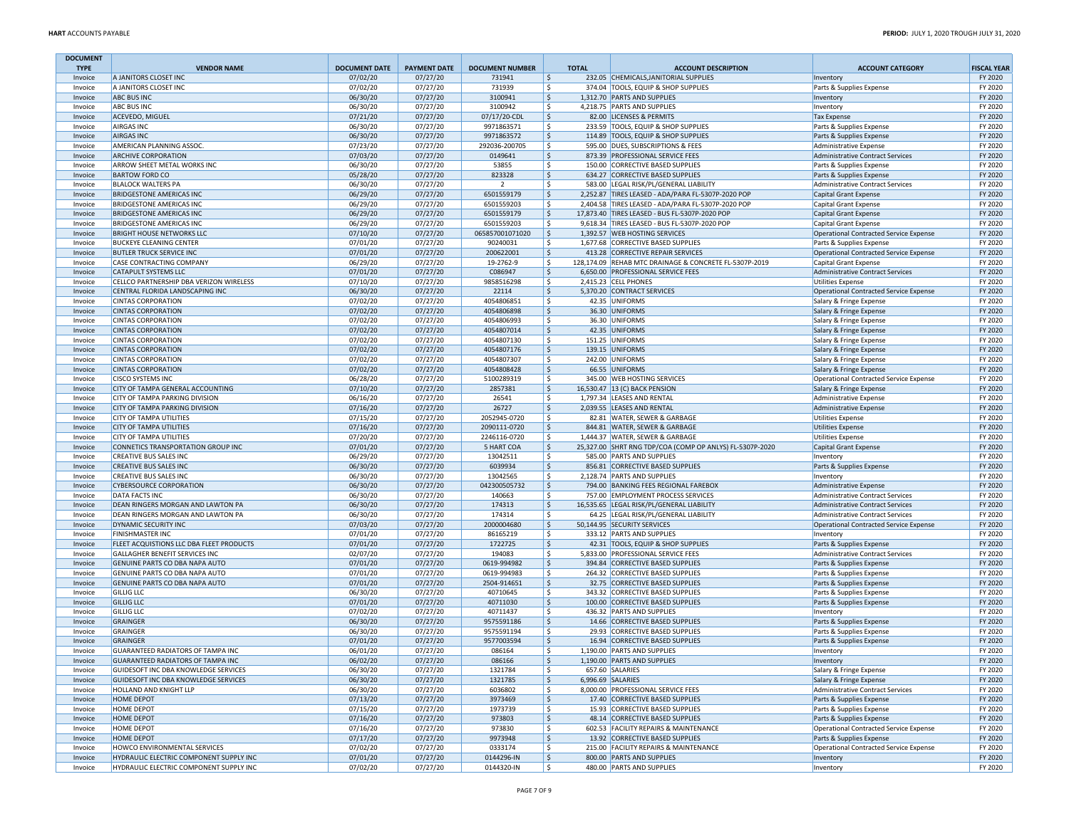| DOCUMENT TYPE | VENDOR NAME | DOCUMENT DATE | PAYMENT DATE | DOCUMENT NUMBER | TOTAL | ACCOUNT DESCRIPTION | ACCOUNT CATEGORY | FISCAL YEAR |
|---|---|---|---|---|---|---|---|---|
| Invoice | A JANITORS CLOSET INC | 07/02/20 | 07/27/20 | 731941 | $ 232.05 | CHEMICALS,JANITORIAL SUPPLIES | Inventory | FY 2020 |
| Invoice | A JANITORS CLOSET INC | 07/02/20 | 07/27/20 | 731939 | $ 374.04 | TOOLS, EQUIP & SHOP SUPPLIES | Parts & Supplies Expense | FY 2020 |
| Invoice | ABC BUS INC | 06/30/20 | 07/27/20 | 3100941 | $ 1,312.70 | PARTS AND SUPPLIES | Inventory | FY 2020 |
| Invoice | ABC BUS INC | 06/30/20 | 07/27/20 | 3100942 | $ 4,218.75 | PARTS AND SUPPLIES | Inventory | FY 2020 |
| Invoice | ACEVEDO, MIGUEL | 07/21/20 | 07/27/20 | 07/17/20-CDL | $ 82.00 | LICENSES & PERMITS | Tax Expense | FY 2020 |
| Invoice | AIRGAS INC | 06/30/20 | 07/27/20 | 9971863571 | $ 233.59 | TOOLS, EQUIP & SHOP SUPPLIES | Parts & Supplies Expense | FY 2020 |
| Invoice | AIRGAS INC | 06/30/20 | 07/27/20 | 9971863572 | $ 114.89 | TOOLS, EQUIP & SHOP SUPPLIES | Parts & Supplies Expense | FY 2020 |
| Invoice | AMERICAN PLANNING ASSOC. | 07/23/20 | 07/27/20 | 292036-200705 | $ 595.00 | DUES, SUBSCRIPTIONS & FEES | Administrative Expense | FY 2020 |
| Invoice | ARCHIVE CORPORATION | 07/03/20 | 07/27/20 | 0149641 | $ 873.39 | PROFESSIONAL SERVICE FEES | Administrative Contract Services | FY 2020 |
| Invoice | ARROW SHEET METAL WORKS INC | 06/30/20 | 07/27/20 | 53855 | $ 150.00 | CORRECTIVE BASED SUPPLIES | Parts & Supplies Expense | FY 2020 |
| Invoice | BARTOW FORD CO | 05/28/20 | 07/27/20 | 823328 | $ 634.27 | CORRECTIVE BASED SUPPLIES | Parts & Supplies Expense | FY 2020 |
| Invoice | BLALOCK WALTERS PA | 06/30/20 | 07/27/20 | 2 | $ 583.00 | LEGAL RISK/PL/GENERAL LIABILITY | Administrative Contract Services | FY 2020 |
| Invoice | BRIDGESTONE AMERICAS INC | 06/29/20 | 07/27/20 | 6501559179 | $ 2,252.87 | TIRES LEASED - ADA/PARA FL-5307P-2020 POP | Capital Grant Expense | FY 2020 |
| Invoice | BRIDGESTONE AMERICAS INC | 06/29/20 | 07/27/20 | 6501559203 | $ 2,404.58 | TIRES LEASED - ADA/PARA FL-5307P-2020 POP | Capital Grant Expense | FY 2020 |
| Invoice | BRIDGESTONE AMERICAS INC | 06/29/20 | 07/27/20 | 6501559179 | $ 17,873.40 | TIRES LEASED - BUS FL-5307P-2020 POP | Capital Grant Expense | FY 2020 |
| Invoice | BRIDGESTONE AMERICAS INC | 06/29/20 | 07/27/20 | 6501559203 | $ 9,618.34 | TIRES LEASED - BUS FL-5307P-2020 POP | Capital Grant Expense | FY 2020 |
| Invoice | BRIGHT HOUSE NETWORKS LLC | 07/10/20 | 07/27/20 | 065857001071020 | $ 1,392.57 | WEB HOSTING SERVICES | Operational Contracted Service Expense | FY 2020 |
| Invoice | BUCKEYE CLEANING CENTER | 07/01/20 | 07/27/20 | 90240031 | $ 1,677.68 | CORRECTIVE BASED SUPPLIES | Parts & Supplies Expense | FY 2020 |
| Invoice | BUTLER TRUCK SERVICE INC | 07/01/20 | 07/27/20 | 200622001 | $ 413.28 | CORRECTIVE REPAIR SERVICES | Operational Contracted Service Expense | FY 2020 |
| Invoice | CASE CONTRACTING COMPANY | 06/29/20 | 07/27/20 | 19-2762-9 | $ 128,174.09 | REHAB MTC DRAINAGE & CONCRETE FL-5307P-2019 | Capital Grant Expense | FY 2020 |
| Invoice | CATAPULT SYSTEMS LLC | 07/01/20 | 07/27/20 | C086947 | $ 6,650.00 | PROFESSIONAL SERVICE FEES | Administrative Contract Services | FY 2020 |
| Invoice | CELLCO PARTNERSHIP DBA VERIZON WIRELESS | 07/10/20 | 07/27/20 | 9858516298 | $ 2,415.23 | CELL PHONES | Utilities Expense | FY 2020 |
| Invoice | CENTRAL FLORIDA LANDSCAPING INC | 06/30/20 | 07/27/20 | 22114 | $ 5,370.20 | CONTRACT SERVICES | Operational Contracted Service Expense | FY 2020 |
| Invoice | CINTAS CORPORATION | 07/02/20 | 07/27/20 | 4054806851 | $ 42.35 | UNIFORMS | Salary & Fringe Expense | FY 2020 |
| Invoice | CINTAS CORPORATION | 07/02/20 | 07/27/20 | 4054806898 | $ 36.30 | UNIFORMS | Salary & Fringe Expense | FY 2020 |
| Invoice | CINTAS CORPORATION | 07/02/20 | 07/27/20 | 4054806993 | $ 36.30 | UNIFORMS | Salary & Fringe Expense | FY 2020 |
| Invoice | CINTAS CORPORATION | 07/02/20 | 07/27/20 | 4054807014 | $ 42.35 | UNIFORMS | Salary & Fringe Expense | FY 2020 |
| Invoice | CINTAS CORPORATION | 07/02/20 | 07/27/20 | 4054807130 | $ 151.25 | UNIFORMS | Salary & Fringe Expense | FY 2020 |
| Invoice | CINTAS CORPORATION | 07/02/20 | 07/27/20 | 4054807176 | $ 139.15 | UNIFORMS | Salary & Fringe Expense | FY 2020 |
| Invoice | CINTAS CORPORATION | 07/02/20 | 07/27/20 | 4054807307 | $ 242.00 | UNIFORMS | Salary & Fringe Expense | FY 2020 |
| Invoice | CINTAS CORPORATION | 07/02/20 | 07/27/20 | 4054808428 | $ 66.55 | UNIFORMS | Salary & Fringe Expense | FY 2020 |
| Invoice | CISCO SYSTEMS INC | 06/28/20 | 07/27/20 | 5100289319 | $ 345.00 | WEB HOSTING SERVICES | Operational Contracted Service Expense | FY 2020 |
| Invoice | CITY OF TAMPA GENERAL ACCOUNTING | 07/10/20 | 07/27/20 | 2857381 | $ 16,530.47 | 13 (C) BACK PENSION | Salary & Fringe Expense | FY 2020 |
| Invoice | CITY OF TAMPA PARKING DIVISION | 06/16/20 | 07/27/20 | 26541 | $ 1,797.34 | LEASES AND RENTAL | Administrative Expense | FY 2020 |
| Invoice | CITY OF TAMPA PARKING DIVISION | 07/16/20 | 07/27/20 | 26727 | $ 2,039.55 | LEASES AND RENTAL | Administrative Expense | FY 2020 |
| Invoice | CITY OF TAMPA UTILITIES | 07/15/20 | 07/27/20 | 2052945-0720 | $ 82.81 | WATER, SEWER & GARBAGE | Utilities Expense | FY 2020 |
| Invoice | CITY OF TAMPA UTILITIES | 07/16/20 | 07/27/20 | 2090111-0720 | $ 844.81 | WATER, SEWER & GARBAGE | Utilities Expense | FY 2020 |
| Invoice | CITY OF TAMPA UTILITIES | 07/20/20 | 07/27/20 | 2246116-0720 | $ 1,444.37 | WATER, SEWER & GARBAGE | Utilities Expense | FY 2020 |
| Invoice | CONNETICS TRANSPORTATION GROUP INC | 07/01/20 | 07/27/20 | 5 HART COA | $ 25,327.00 | SHRT RNG TDP/COA (COMP OP ANLYS) FL-5307P-2020 | Capital Grant Expense | FY 2020 |
| Invoice | CREATIVE BUS SALES INC | 06/29/20 | 07/27/20 | 13042511 | $ 585.00 | PARTS AND SUPPLIES | Inventory | FY 2020 |
| Invoice | CREATIVE BUS SALES INC | 06/30/20 | 07/27/20 | 6039934 | $ 856.81 | CORRECTIVE BASED SUPPLIES | Parts & Supplies Expense | FY 2020 |
| Invoice | CREATIVE BUS SALES INC | 06/30/20 | 07/27/20 | 13042565 | $ 2,128.74 | PARTS AND SUPPLIES | Inventory | FY 2020 |
| Invoice | CYBERSOURCE CORPORATION | 06/30/20 | 07/27/20 | 042300505732 | $ 794.00 | BANKING FEES REGIONAL FAREBOX | Administrative Expense | FY 2020 |
| Invoice | DATA FACTS INC | 06/30/20 | 07/27/20 | 140663 | $ 757.00 | EMPLOYMENT PROCESS SERVICES | Administrative Contract Services | FY 2020 |
| Invoice | DEAN RINGERS MORGAN AND LAWTON PA | 06/30/20 | 07/27/20 | 174313 | $ 16,535.65 | LEGAL RISK/PL/GENERAL LIABILITY | Administrative Contract Services | FY 2020 |
| Invoice | DEAN RINGERS MORGAN AND LAWTON PA | 06/30/20 | 07/27/20 | 174314 | $ 64.25 | LEGAL RISK/PL/GENERAL LIABILITY | Administrative Contract Services | FY 2020 |
| Invoice | DYNAMIC SECURITY INC | 07/03/20 | 07/27/20 | 2000004680 | $ 50,144.95 | SECURITY SERVICES | Operational Contracted Service Expense | FY 2020 |
| Invoice | FINISHMASTER INC | 07/01/20 | 07/27/20 | 86165219 | $ 333.12 | PARTS AND SUPPLIES | Inventory | FY 2020 |
| Invoice | FLEET ACQUISTIONS LLC DBA FLEET PRODUCTS | 07/01/20 | 07/27/20 | 1722725 | $ 42.31 | TOOLS, EQUIP & SHOP SUPPLIES | Parts & Supplies Expense | FY 2020 |
| Invoice | GALLAGHER BENEFIT SERVICES INC | 02/07/20 | 07/27/20 | 194083 | $ 5,833.00 | PROFESSIONAL SERVICE FEES | Administrative Contract Services | FY 2020 |
| Invoice | GENUINE PARTS CO DBA NAPA AUTO | 07/01/20 | 07/27/20 | 0619-994982 | $ 394.84 | CORRECTIVE BASED SUPPLIES | Parts & Supplies Expense | FY 2020 |
| Invoice | GENUINE PARTS CO DBA NAPA AUTO | 07/01/20 | 07/27/20 | 0619-994983 | $ 264.32 | CORRECTIVE BASED SUPPLIES | Parts & Supplies Expense | FY 2020 |
| Invoice | GENUINE PARTS CO DBA NAPA AUTO | 07/01/20 | 07/27/20 | 2504-914651 | $ 32.75 | CORRECTIVE BASED SUPPLIES | Parts & Supplies Expense | FY 2020 |
| Invoice | GILLIG LLC | 06/30/20 | 07/27/20 | 40710645 | $ 343.32 | CORRECTIVE BASED SUPPLIES | Parts & Supplies Expense | FY 2020 |
| Invoice | GILLIG LLC | 07/01/20 | 07/27/20 | 40711030 | $ 100.00 | CORRECTIVE BASED SUPPLIES | Parts & Supplies Expense | FY 2020 |
| Invoice | GILLIG LLC | 07/02/20 | 07/27/20 | 40711437 | $ 436.32 | PARTS AND SUPPLIES | Inventory | FY 2020 |
| Invoice | GRAINGER | 06/30/20 | 07/27/20 | 9575591186 | $ 14.66 | CORRECTIVE BASED SUPPLIES | Parts & Supplies Expense | FY 2020 |
| Invoice | GRAINGER | 06/30/20 | 07/27/20 | 9575591194 | $ 29.93 | CORRECTIVE BASED SUPPLIES | Parts & Supplies Expense | FY 2020 |
| Invoice | GRAINGER | 07/01/20 | 07/27/20 | 9577003594 | $ 16.94 | CORRECTIVE BASED SUPPLIES | Parts & Supplies Expense | FY 2020 |
| Invoice | GUARANTEED RADIATORS OF TAMPA INC | 06/01/20 | 07/27/20 | 086164 | $ 1,190.00 | PARTS AND SUPPLIES | Inventory | FY 2020 |
| Invoice | GUARANTEED RADIATORS OF TAMPA INC | 06/02/20 | 07/27/20 | 086166 | $ 1,190.00 | PARTS AND SUPPLIES | Inventory | FY 2020 |
| Invoice | GUIDESOFT INC DBA KNOWLEDGE SERVICES | 06/30/20 | 07/27/20 | 1321784 | $ 657.60 | SALARIES | Salary & Fringe Expense | FY 2020 |
| Invoice | GUIDESOFT INC DBA KNOWLEDGE SERVICES | 06/30/20 | 07/27/20 | 1321785 | $ 6,996.69 | SALARIES | Salary & Fringe Expense | FY 2020 |
| Invoice | HOLLAND AND KNIGHT LLP | 06/30/20 | 07/27/20 | 6036802 | $ 8,000.00 | PROFESSIONAL SERVICE FEES | Administrative Contract Services | FY 2020 |
| Invoice | HOME DEPOT | 07/13/20 | 07/27/20 | 3973469 | $ 17.40 | CORRECTIVE BASED SUPPLIES | Parts & Supplies Expense | FY 2020 |
| Invoice | HOME DEPOT | 07/15/20 | 07/27/20 | 1973739 | $ 15.93 | CORRECTIVE BASED SUPPLIES | Parts & Supplies Expense | FY 2020 |
| Invoice | HOME DEPOT | 07/16/20 | 07/27/20 | 973803 | $ 48.14 | CORRECTIVE BASED SUPPLIES | Parts & Supplies Expense | FY 2020 |
| Invoice | HOME DEPOT | 07/16/20 | 07/27/20 | 973830 | $ 602.53 | FACILITY REPAIRS & MAINTENANCE | Operational Contracted Service Expense | FY 2020 |
| Invoice | HOME DEPOT | 07/17/20 | 07/27/20 | 9973948 | $ 13.92 | CORRECTIVE BASED SUPPLIES | Parts & Supplies Expense | FY 2020 |
| Invoice | HOWCO ENVIRONMENTAL SERVICES | 07/02/20 | 07/27/20 | 0333174 | $ 215.00 | FACILITY REPAIRS & MAINTENANCE | Operational Contracted Service Expense | FY 2020 |
| Invoice | HYDRAULIC ELECTRIC COMPONENT SUPPLY INC | 07/01/20 | 07/27/20 | 0144296-IN | $ 800.00 | PARTS AND SUPPLIES | Inventory | FY 2020 |
| Invoice | HYDRAULIC ELECTRIC COMPONENT SUPPLY INC | 07/02/20 | 07/27/20 | 0144320-IN | $ 480.00 | PARTS AND SUPPLIES | Inventory | FY 2020 |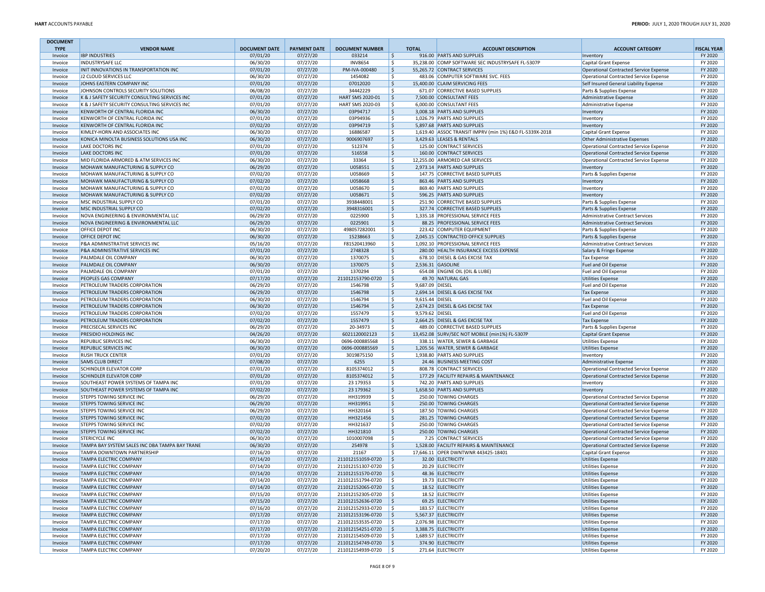| DOCUMENT TYPE | VENDOR NAME | DOCUMENT DATE | PAYMENT DATE | DOCUMENT NUMBER | TOTAL | ACCOUNT DESCRIPTION | ACCOUNT CATEGORY | FISCAL YEAR |
|---|---|---|---|---|---|---|---|---|
| Invoice | IBP INDUSTRIES | 07/01/20 | 07/27/20 | 033214 | $ 916.00 | PARTS AND SUPPLIES | Inventory | FY 2020 |
| Invoice | INDUSTRYSAFE LLC | 06/30/20 | 07/27/20 | INV8654 | $ 35,238.00 | COMP SOFTWARE SEC INDUSTRYSAFE FL-5307P | Capital Grant Expense | FY 2020 |
| Invoice | INIT INNOVATIONS IN TRANSPORTATION INC | 07/01/20 | 07/27/20 | PM-IVA-000480 | $ 55,265.72 | CONTRACT SERVICES | Operational Contracted Service Expense | FY 2020 |
| Invoice | J2 CLOUD SERVICES LLC | 06/30/20 | 07/27/20 | 1454082 | $ 483.06 | COMPUTER SOFTWARE SVC. FEES | Operational Contracted Service Expense | FY 2020 |
| Invoice | JOHNS EASTERN COMPANY INC | 07/01/20 | 07/27/20 | 07012020 | $ 15,400.00 | CLAIM SERVICING FEES | Self Insured General Liability Expense | FY 2020 |
| Invoice | JOHNSON CONTROLS SECURITY SOLUTIONS | 06/08/20 | 07/27/20 | 34442229 | $ 671.07 | CORRECTIVE BASED SUPPLIES | Parts & Supplies Expense | FY 2020 |
| Invoice | K & J SAFETY SECURITY CONSULTING SERVICES INC | 07/01/20 | 07/27/20 | HART SMS 2020-01 | $ 7,500.00 | CONSULTANT FEES | Administrative Expense | FY 2020 |
| Invoice | K & J SAFETY SECURITY CONSULTING SERVICES INC | 07/01/20 | 07/27/20 | HART SMS 2020-03 | $ 6,000.00 | CONSULTANT FEES | Administrative Expense | FY 2020 |
| Invoice | KENWORTH OF CENTRAL FLORIDA INC | 06/30/20 | 07/27/20 | 03P94717 | $ 3,008.18 | PARTS AND SUPPLIES | Inventory | FY 2020 |
| Invoice | KENWORTH OF CENTRAL FLORIDA INC | 07/01/20 | 07/27/20 | 03P94936 | $ 1,026.79 | PARTS AND SUPPLIES | Inventory | FY 2020 |
| Invoice | KENWORTH OF CENTRAL FLORIDA INC | 07/02/20 | 07/27/20 | 03P94719 | $ 5,897.68 | PARTS AND SUPPLIES | Inventory | FY 2020 |
| Invoice | KIMLEY-HORN AND ASSOCIATES INC | 06/30/20 | 07/27/20 | 16886587 | $ 1,619.40 | ASSOC TRANSIT IMPRV (min 1%) E&D FL-5339X-2018 | Capital Grant Expense | FY 2020 |
| Invoice | KONICA MINOLTA BUSINESS SOLUTIONS USA INC | 06/30/20 | 07/27/20 | 9006907697 | $ 3,429.63 | LEASES & RENTALS | Other Administrative Expenses | FY 2020 |
| Invoice | LAKE DOCTORS INC | 07/01/20 | 07/27/20 | 512374 | $ 125.00 | CONTRACT SERVICES | Operational Contracted Service Expense | FY 2020 |
| Invoice | LAKE DOCTORS INC | 07/01/20 | 07/27/20 | 516558 | $ 160.00 | CONTRACT SERVICES | Operational Contracted Service Expense | FY 2020 |
| Invoice | MID FLORIDA ARMORED & ATM SERVICES INC | 06/30/20 | 07/27/20 | 33364 | $ 12,255.00 | ARMORED CAR SERVICES | Operational Contracted Service Expense | FY 2020 |
| Invoice | MOHAWK MANUFACTURING & SUPPLY CO | 06/29/20 | 07/27/20 | U058551 | $ 2,973.14 | PARTS AND SUPPLIES | Inventory | FY 2020 |
| Invoice | MOHAWK MANUFACTURING & SUPPLY CO | 07/02/20 | 07/27/20 | U058669 | $ 147.75 | CORRECTIVE BASED SUPPLIES | Parts & Supplies Expense | FY 2020 |
| Invoice | MOHAWK MANUFACTURING & SUPPLY CO | 07/02/20 | 07/27/20 | U058668 | $ 863.46 | PARTS AND SUPPLIES | Inventory | FY 2020 |
| Invoice | MOHAWK MANUFACTURING & SUPPLY CO | 07/02/20 | 07/27/20 | U058670 | $ 869.40 | PARTS AND SUPPLIES | Inventory | FY 2020 |
| Invoice | MOHAWK MANUFACTURING & SUPPLY CO | 07/02/20 | 07/27/20 | U058671 | $ 596.25 | PARTS AND SUPPLIES | Inventory | FY 2020 |
| Invoice | MSC INDUSTRIAL SUPPLY CO | 07/01/20 | 07/27/20 | 3938448001 | $ 251.90 | CORRECTIVE BASED SUPPLIES | Parts & Supplies Expense | FY 2020 |
| Invoice | MSC INDUSTRIAL SUPPLY CO | 07/02/20 | 07/27/20 | 3948316001 | $ 327.74 | CORRECTIVE BASED SUPPLIES | Parts & Supplies Expense | FY 2020 |
| Invoice | NOVA ENGINEERING & ENVIRONMENTAL LLC | 06/29/20 | 07/27/20 | 0225900 | $ 1,335.18 | PROFESSIONAL SERVICE FEES | Administrative Contract Services | FY 2020 |
| Invoice | NOVA ENGINEERING & ENVIRONMENTAL LLC | 06/29/20 | 07/27/20 | 0225901 | $ 88.25 | PROFESSIONAL SERVICE FEES | Administrative Contract Services | FY 2020 |
| Invoice | OFFICE DEPOT INC | 06/30/20 | 07/27/20 | 498057282001 | $ 223.42 | COMPUTER EQUIPMENT | Parts & Supplies Expense | FY 2020 |
| Invoice | OFFICE DEPOT INC | 06/30/20 | 07/27/20 | 15238663 | $ 2,045.15 | CONTRACTED OFFICE SUPPLIES | Parts & Supplies Expense | FY 2020 |
| Invoice | P&A ADMINISTRATIVE SERVICES INC | 05/16/20 | 07/27/20 | F81520413960 | $ 1,092.10 | PROFESSIONAL SERVICE FEES | Administrative Contract Services | FY 2020 |
| Invoice | P&A ADMINISTRATIVE SERVICES INC | 07/01/20 | 07/27/20 | 2748328 | $ 280.00 | HEALTH INSURANCE EXCESS EXPENSE | Salary & Fringe Expense | FY 2020 |
| Invoice | PALMDALE OIL COMPANY | 06/30/20 | 07/27/20 | 1370075 | $ 678.10 | DIESEL & GAS EXCISE TAX | Tax Expense | FY 2020 |
| Invoice | PALMDALE OIL COMPANY | 06/30/20 | 07/27/20 | 1370075 | $ 2,536.31 | GASOLINE | Fuel and Oil Expense | FY 2020 |
| Invoice | PALMDALE OIL COMPANY | 07/01/20 | 07/27/20 | 1370294 | $ 654.08 | ENGINE OIL (OIL & LUBE) | Fuel and Oil Expense | FY 2020 |
| Invoice | PEOPLES GAS COMPANY | 07/17/20 | 07/27/20 | 211012153790-0720 | $ 49.70 | NATURAL GAS | Utilities Expense | FY 2020 |
| Invoice | PETROLEUM TRADERS CORPORATION | 06/29/20 | 07/27/20 | 1546798 | $ 9,687.09 | DIESEL | Fuel and Oil Expense | FY 2020 |
| Invoice | PETROLEUM TRADERS CORPORATION | 06/29/20 | 07/27/20 | 1546798 | $ 2,694.14 | DIESEL & GAS EXCISE TAX | Tax Expense | FY 2020 |
| Invoice | PETROLEUM TRADERS CORPORATION | 06/30/20 | 07/27/20 | 1546794 | $ 9,615.44 | DIESEL | Fuel and Oil Expense | FY 2020 |
| Invoice | PETROLEUM TRADERS CORPORATION | 06/30/20 | 07/27/20 | 1546794 | $ 2,674.23 | DIESEL & GAS EXCISE TAX | Tax Expense | FY 2020 |
| Invoice | PETROLEUM TRADERS CORPORATION | 07/02/20 | 07/27/20 | 1557479 | $ 9,579.62 | DIESEL | Fuel and Oil Expense | FY 2020 |
| Invoice | PETROLEUM TRADERS CORPORATION | 07/02/20 | 07/27/20 | 1557479 | $ 2,664.25 | DIESEL & GAS EXCISE TAX | Tax Expense | FY 2020 |
| Invoice | PRECISECAL SERVICES INC | 06/29/20 | 07/27/20 | 20-34973 | $ 489.00 | CORRECTIVE BASED SUPPLIES | Parts & Supplies Expense | FY 2020 |
| Invoice | PRESIDIO HOLDINGS INC | 04/26/20 | 07/27/20 | 6021120002123 | $ 13,452.08 | SURV/SEC NOT MOBILE (min1%) FL-5307P | Capital Grant Expense | FY 2020 |
| Invoice | REPUBLIC SERVICES INC | 06/30/20 | 07/27/20 | 0696-000885568 | $ 338.11 | WATER, SEWER & GARBAGE | Utilities Expense | FY 2020 |
| Invoice | REPUBLIC SERVICES INC | 06/30/20 | 07/27/20 | 0696-000885569 | $ 1,205.56 | WATER, SEWER & GARBAGE | Utilities Expense | FY 2020 |
| Invoice | RUSH TRUCK CENTER | 07/01/20 | 07/27/20 | 3019875150 | $ 1,938.80 | PARTS AND SUPPLIES | Inventory | FY 2020 |
| Invoice | SAMS CLUB DIRECT | 07/08/20 | 07/27/20 | 6255 | $ 24.46 | BUSINESS MEETING COST | Administrative Expense | FY 2020 |
| Invoice | SCHINDLER ELEVATOR CORP | 07/01/20 | 07/27/20 | 8105374012 | $ 808.78 | CONTRACT SERVICES | Operational Contracted Service Expense | FY 2020 |
| Invoice | SCHINDLER ELEVATOR CORP | 07/01/20 | 07/27/20 | 8105374012 | $ 177.29 | FACILITY REPAIRS & MAINTENANCE | Operational Contracted Service Expense | FY 2020 |
| Invoice | SOUTHEAST POWER SYSTEMS OF TAMPA INC | 07/01/20 | 07/27/20 | 23 179353 | $ 742.20 | PARTS AND SUPPLIES | Inventory | FY 2020 |
| Invoice | SOUTHEAST POWER SYSTEMS OF TAMPA INC | 07/02/20 | 07/27/20 | 23 179362 | $ 1,658.50 | PARTS AND SUPPLIES | Inventory | FY 2020 |
| Invoice | STEPPS TOWING SERVICE INC | 06/29/20 | 07/27/20 | HH319939 | $ 250.00 | TOWING CHARGES | Operational Contracted Service Expense | FY 2020 |
| Invoice | STEPPS TOWING SERVICE INC | 06/29/20 | 07/27/20 | HH319951 | $ 250.00 | TOWING CHARGES | Operational Contracted Service Expense | FY 2020 |
| Invoice | STEPPS TOWING SERVICE INC | 06/29/20 | 07/27/20 | HH320164 | $ 187.50 | TOWING CHARGES | Operational Contracted Service Expense | FY 2020 |
| Invoice | STEPPS TOWING SERVICE INC | 07/02/20 | 07/27/20 | HH321456 | $ 281.25 | TOWING CHARGES | Operational Contracted Service Expense | FY 2020 |
| Invoice | STEPPS TOWING SERVICE INC | 07/02/20 | 07/27/20 | HH321637 | $ 250.00 | TOWING CHARGES | Operational Contracted Service Expense | FY 2020 |
| Invoice | STEPPS TOWING SERVICE INC | 07/02/20 | 07/27/20 | HH321810 | $ 250.00 | TOWING CHARGES | Operational Contracted Service Expense | FY 2020 |
| Invoice | STERICYCLE INC | 06/30/20 | 07/27/20 | 1010007098 | $ 7.25 | CONTRACT SERVICES | Operational Contracted Service Expense | FY 2020 |
| Invoice | TAMPA BAY SYSTEM SALES INC DBA TAMPA BAY TRANE | 06/30/20 | 07/27/20 | 254978 | $ 1,528.00 | FACILITY REPAIRS & MAINTENANCE | Operational Contracted Service Expense | FY 2020 |
| Invoice | TAMPA DOWNTOWN PARTNERSHIP | 07/16/20 | 07/27/20 | 21167 | $ 17,646.11 | OPER DWNTWNR 443425-18401 | Capital Grant Expense | FY 2020 |
| Invoice | TAMPA ELECTRIC COMPANY | 07/14/20 | 07/27/20 | 211012151059-0720 | $ 32.00 | ELECTRICITY | Utilities Expense | FY 2020 |
| Invoice | TAMPA ELECTRIC COMPANY | 07/14/20 | 07/27/20 | 211012151307-0720 | $ 20.29 | ELECTRICITY | Utilities Expense | FY 2020 |
| Invoice | TAMPA ELECTRIC COMPANY | 07/14/20 | 07/27/20 | 211012151570-0720 | $ 48.36 | ELECTRICITY | Utilities Expense | FY 2020 |
| Invoice | TAMPA ELECTRIC COMPANY | 07/14/20 | 07/27/20 | 211012151794-0720 | $ 19.73 | ELECTRICITY | Utilities Expense | FY 2020 |
| Invoice | TAMPA ELECTRIC COMPANY | 07/14/20 | 07/27/20 | 211012152065-0720 | $ 18.52 | ELECTRICITY | Utilities Expense | FY 2020 |
| Invoice | TAMPA ELECTRIC COMPANY | 07/15/20 | 07/27/20 | 211012152305-0720 | $ 18.52 | ELECTRICITY | Utilities Expense | FY 2020 |
| Invoice | TAMPA ELECTRIC COMPANY | 07/15/20 | 07/27/20 | 211012152636-0720 | $ 69.25 | ELECTRICITY | Utilities Expense | FY 2020 |
| Invoice | TAMPA ELECTRIC COMPANY | 07/16/20 | 07/27/20 | 211012152933-0720 | $ 183.57 | ELECTRICITY | Utilities Expense | FY 2020 |
| Invoice | TAMPA ELECTRIC COMPANY | 07/17/20 | 07/27/20 | 211012153196-0720 | $ 5,567.37 | ELECTRICITY | Utilities Expense | FY 2020 |
| Invoice | TAMPA ELECTRIC COMPANY | 07/17/20 | 07/27/20 | 211012153535-0720 | $ 2,076.98 | ELECTRICITY | Utilities Expense | FY 2020 |
| Invoice | TAMPA ELECTRIC COMPANY | 07/17/20 | 07/27/20 | 211012154251-0720 | $ 3,388.75 | ELECTRICITY | Utilities Expense | FY 2020 |
| Invoice | TAMPA ELECTRIC COMPANY | 07/17/20 | 07/27/20 | 211012154509-0720 | $ 1,689.57 | ELECTRICITY | Utilities Expense | FY 2020 |
| Invoice | TAMPA ELECTRIC COMPANY | 07/17/20 | 07/27/20 | 211012154749-0720 | $ 374.90 | ELECTRICITY | Utilities Expense | FY 2020 |
| Invoice | TAMPA ELECTRIC COMPANY | 07/20/20 | 07/27/20 | 211012154939-0720 | $ 271.64 | ELECTRICITY | Utilities Expense | FY 2020 |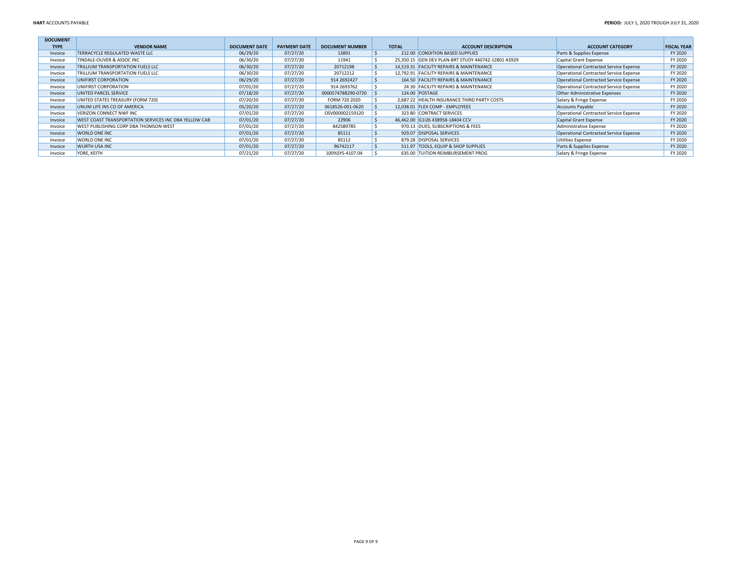| DOCUMENT TYPE | VENDOR NAME | DOCUMENT DATE | PAYMENT DATE | DOCUMENT NUMBER | TOTAL | ACCOUNT DESCRIPTION | ACCOUNT CATEGORY | FISCAL YEAR |
|---|---|---|---|---|---|---|---|---|
| Invoice | TERRACYCLE REGULATED WASTE LLC | 06/29/20 | 07/27/20 | 13891 | $ 212.00 | CONDITION BASED SUPPLIES | Parts & Supplies Expense | FY 2020 |
| Invoice | TINDALE-OLIVER & ASSOC INC | 06/30/20 | 07/27/20 | 11941 | $ 25,350.15 | GEN DEV PLAN-BRT STUDY 440742-12801 AS929 | Capital Grant Expense | FY 2020 |
| Invoice | TRILLIUM TRANSPORTATION FUELS LLC | 06/30/20 | 07/27/20 | 20712198 | $ 14,519.31 | FACILITY REPAIRS & MAINTENANCE | Operational Contracted Service Expense | FY 2020 |
| Invoice | TRILLIUM TRANSPORTATION FUELS LLC | 06/30/20 | 07/27/20 | 20712212 | $ 12,792.91 | FACILITY REPAIRS & MAINTENANCE | Operational Contracted Service Expense | FY 2020 |
| Invoice | UNIFIRST CORPORATION | 06/29/20 | 07/27/20 | 914 2692427 | $ 164.50 | FACILITY REPAIRS & MAINTENANCE | Operational Contracted Service Expense | FY 2020 |
| Invoice | UNIFIRST CORPORATION | 07/01/20 | 07/27/20 | 914 2693762 | $ 24.30 | FACILITY REPAIRS & MAINTENANCE | Operational Contracted Service Expense | FY 2020 |
| Invoice | UNITED PARCEL SERVICE | 07/18/20 | 07/27/20 | 0000574788290-0720 | $ 124.00 | POSTAGE | Other Administrative Expenses | FY 2020 |
| Invoice | UNITED STATES TREASURY (FORM 720) | 07/20/20 | 07/27/20 | FORM 720 2020 | $ 2,687.22 | HEALTH INSURANCE THIRD PARTY COSTS | Salary & Fringe Expense | FY 2020 |
| Invoice | UNUM LIFE INS CO OF AMERICA | 05/20/20 | 07/27/20 | 0618526-001-0620 | $ 12,038.01 | FLEX COMP - EMPLOYEES | Accounts Payable | FY 2020 |
| Invoice | VERIZON CONNECT NWF INC | 07/01/20 | 07/27/20 | OSV000002159120 | $ 323.80 | CONTRACT SERVICES | Operational Contracted Service Expense | FY 2020 |
| Invoice | WEST COAST TRANSPORTATION SERVICES INC DBA YELLOW CAB | 07/01/20 | 07/27/20 | 22906 | $ 46,462.00 | G1I26 438958-18404 CCV | Capital Grant Expense | FY 2020 |
| Invoice | WEST PUBLISHING CORP DBA THOMSON WEST | 07/01/20 | 07/27/20 | 842589785 | $ 970.13 | DUES, SUBSCRIPTIONS & FEES | Administrative Expense | FY 2020 |
| Invoice | WORLD ONE INC | 07/01/20 | 07/27/20 | 85111 | $ 929.07 | DISPOSAL SERVICES | Operational Contracted Service Expense | FY 2020 |
| Invoice | WORLD ONE INC | 07/01/20 | 07/27/20 | 85112 | $ 879.28 | DISPOSAL SERVICES | Utilities Expense | FY 2020 |
| Invoice | WURTH USA INC | 07/01/20 | 07/27/20 | 96742117 | $ 511.97 | TOOLS, EQUIP & SHOP SUPPLIES | Parts & Supplies Expense | FY 2020 |
| Invoice | YORE, KEITH | 07/21/20 | 07/27/20 | 100%SYS-4107.04 | $ 635.00 | TUITION REIMBURSEMENT PROG | Salary & Fringe Expense | FY 2020 |